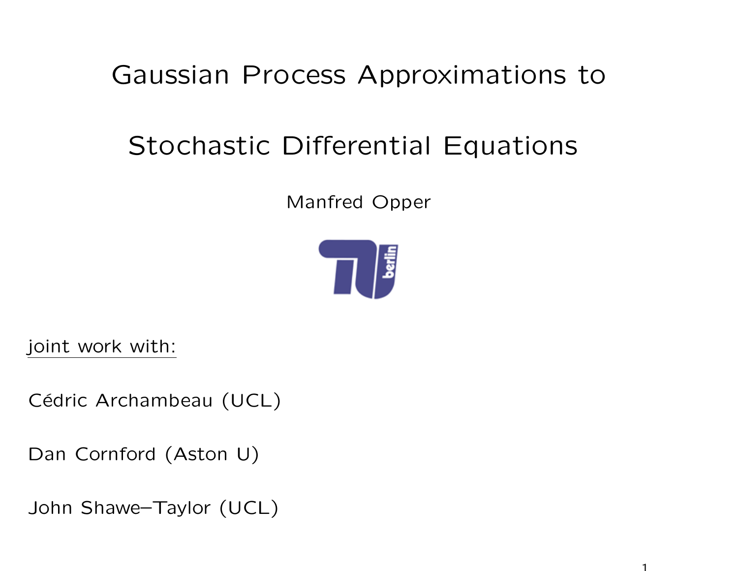# Gaussian Process Approximations to Stochastic Differential Equations

Manfred Opper

joint work with:

Cédric Archambeau (UCL)

Dan Cornford (Aston U)

John Shawe–Taylor (UCL)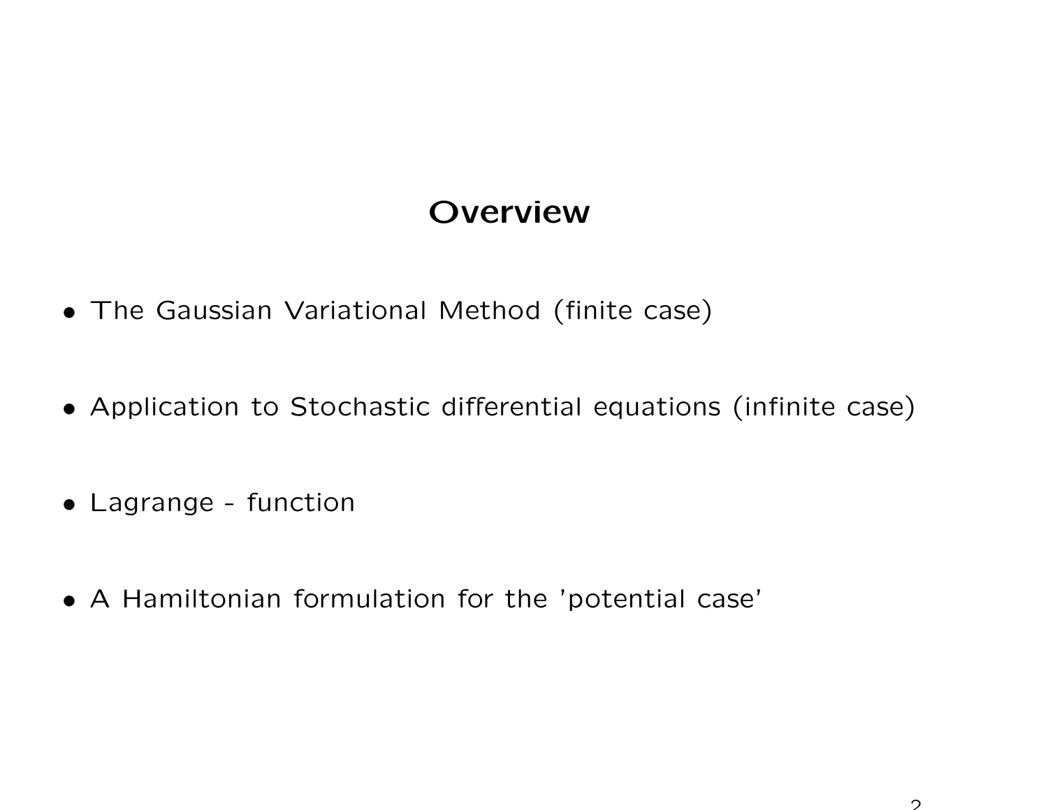## Overview

- The Gaussian Variational Method (finite case)
- Application to Stochastic differential equations (infinite case)
- Lagrange - function
- A Hamiltonian formulation for the 'potential case'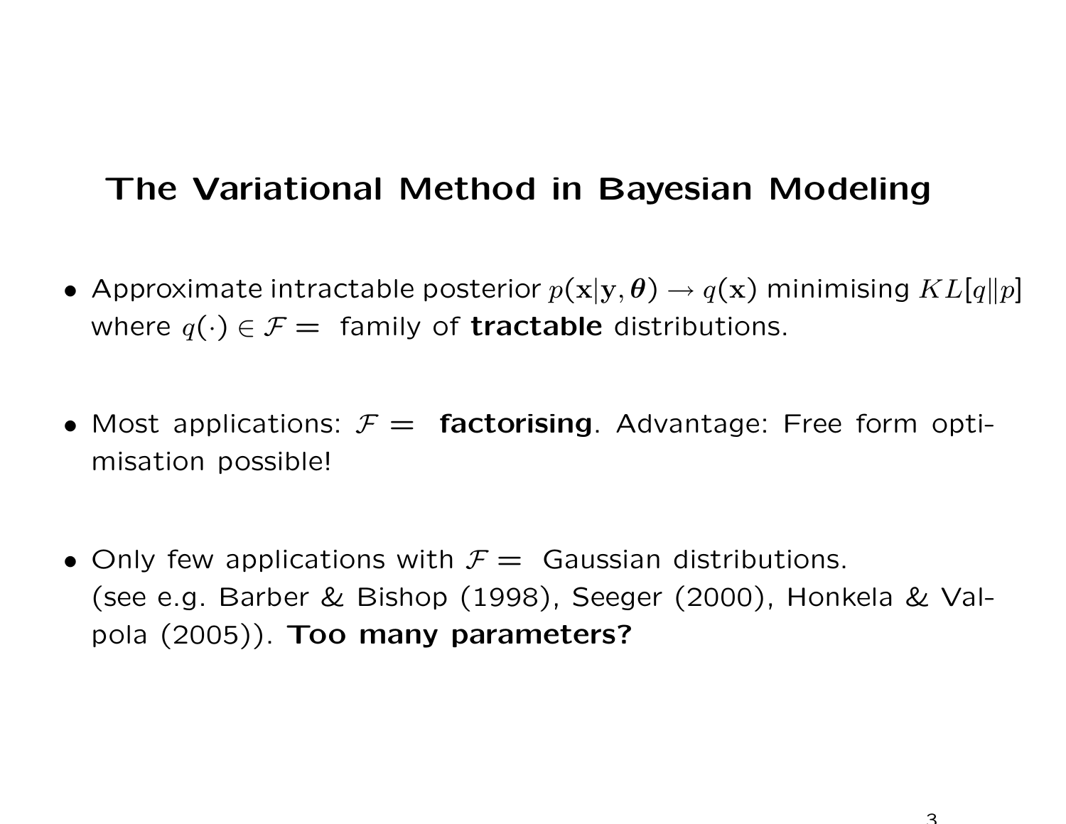## The Variational Method in Bayesian Modeling

- Approximate intractable posterior $p(\mathbf{x}|\mathbf{y}, \boldsymbol{\theta}) \rightarrow q(\mathbf{x})$ minimising $KL[q\|p]$ where $q(\cdot) \in \mathcal{F} =$ family of **tractable** distributions.

- Most applications: $\mathcal{F} =$ **factorising**. Advantage: Free form optimisation possible!

- Only few applications with $\mathcal{F} =$ Gaussian distributions. (see e.g. Barber & Bishop (1998), Seeger (2000), Honkela & Valpola (2005)). **Too many parameters?**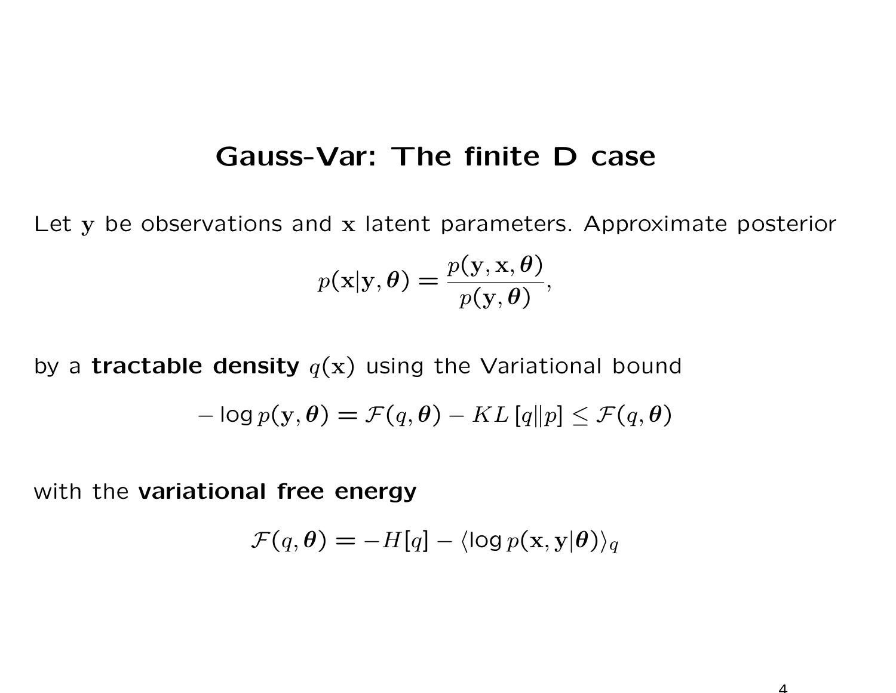# Gauss-Var: The finite D case

Let $\mathbf{y}$ be observations and $\mathbf{x}$ latent parameters. Approximate posterior

$$p(\mathbf{x}|\mathbf{y},\boldsymbol{\theta}) = \frac{p(\mathbf{y},\mathbf{x},\boldsymbol{\theta})}{p(\mathbf{y},\boldsymbol{\theta})},$$

by a **tractable density** $q(\mathbf{x})$ using the Variational bound

$$-\log p(\mathbf{y},\boldsymbol{\theta}) = \mathcal{F}(q,\boldsymbol{\theta}) - KL\left[q\|p\right] \leq \mathcal{F}(q,\boldsymbol{\theta})$$

with the **variational free energy**

$$\mathcal{F}(q,\boldsymbol{\theta}) = -H[q] - \langle \log p(\mathbf{x},\mathbf{y}|\boldsymbol{\theta})\rangle_q$$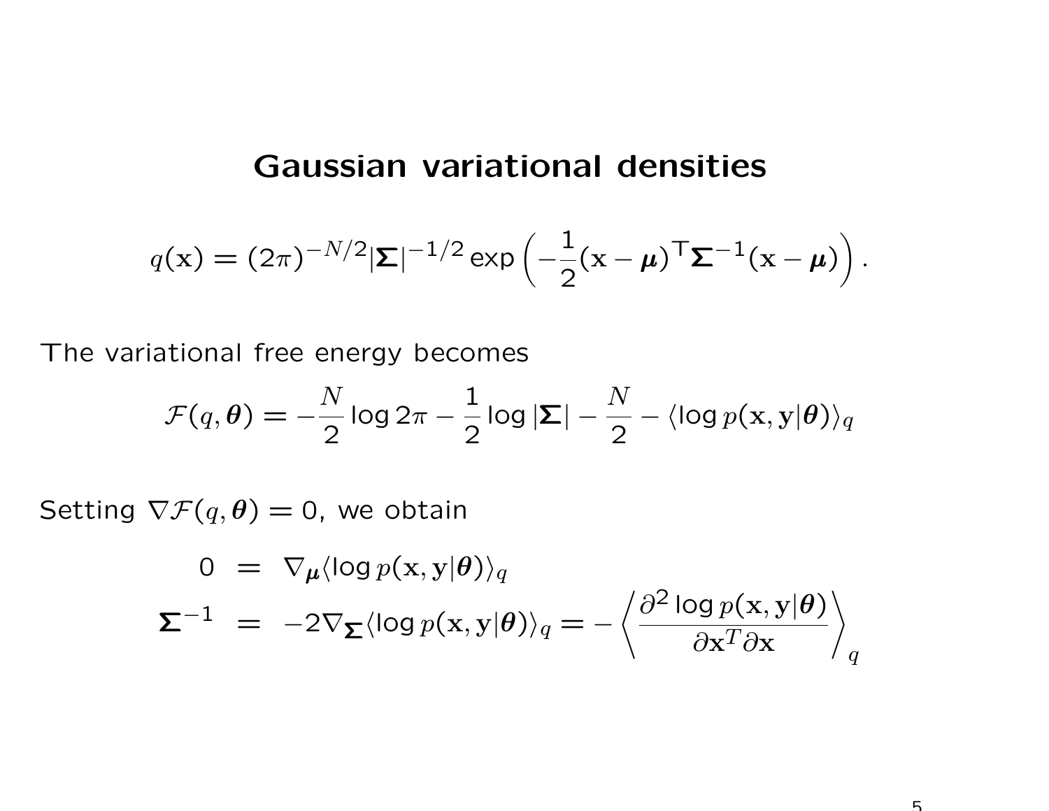# Gaussian variational densities

$$q(\mathbf{x}) = (2\pi)^{-N/2}|\boldsymbol{\Sigma}|^{-1/2} \exp\left(-\frac{1}{2}(\mathbf{x}-\boldsymbol{\mu})^{\mathsf{T}}\boldsymbol{\Sigma}^{-1}(\mathbf{x}-\boldsymbol{\mu})\right).$$

The variational free energy becomes

$$\mathcal{F}(q, \boldsymbol{\theta}) = -\frac{N}{2}\log 2\pi - \frac{1}{2}\log|\boldsymbol{\Sigma}| - \frac{N}{2} - \langle \log p(\mathbf{x}, \mathbf{y}|\boldsymbol{\theta})\rangle_q$$

Setting $\nabla\mathcal{F}(q, \boldsymbol{\theta}) = 0$, we obtain

$$\begin{aligned}
0 &= \nabla_{\boldsymbol{\mu}}\langle \log p(\mathbf{x}, \mathbf{y}|\boldsymbol{\theta})\rangle_q \\
\boldsymbol{\Sigma}^{-1} &= -2\nabla_{\boldsymbol{\Sigma}}\langle \log p(\mathbf{x}, \mathbf{y}|\boldsymbol{\theta})\rangle_q = -\left\langle \frac{\partial^2 \log p(\mathbf{x}, \mathbf{y}|\boldsymbol{\theta})}{\partial \mathbf{x}^T \partial \mathbf{x}} \right\rangle_q
\end{aligned}$$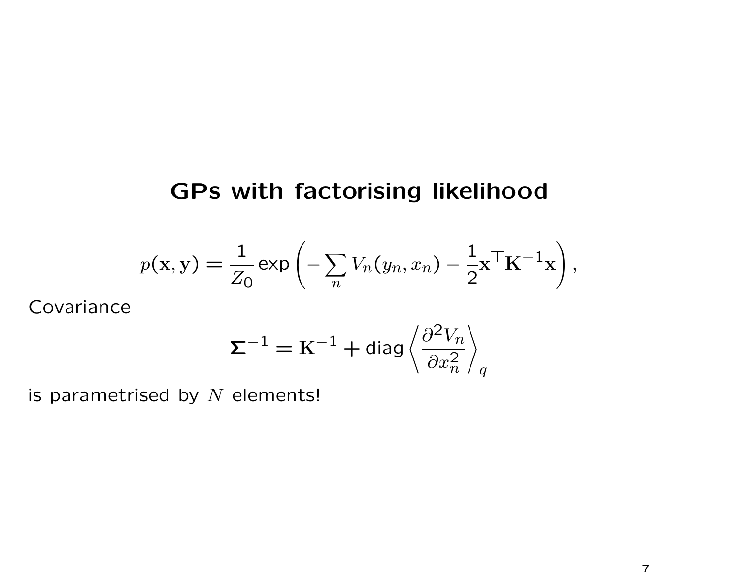## GPs with factorising likelihood

$$p(\mathbf{x}, \mathbf{y}) = \frac{1}{Z_0} \exp\left( -\sum_n V_n(y_n, x_n) - \frac{1}{2} \mathbf{x}^\top \mathbf{K}^{-1} \mathbf{x} \right),$$

Covariance

$$\boldsymbol{\Sigma}^{-1} = \mathbf{K}^{-1} + \mathrm{diag} \left\langle \frac{\partial^2 V_n}{\partial x_n^2} \right\rangle_q$$

is parametrised by $N$ elements!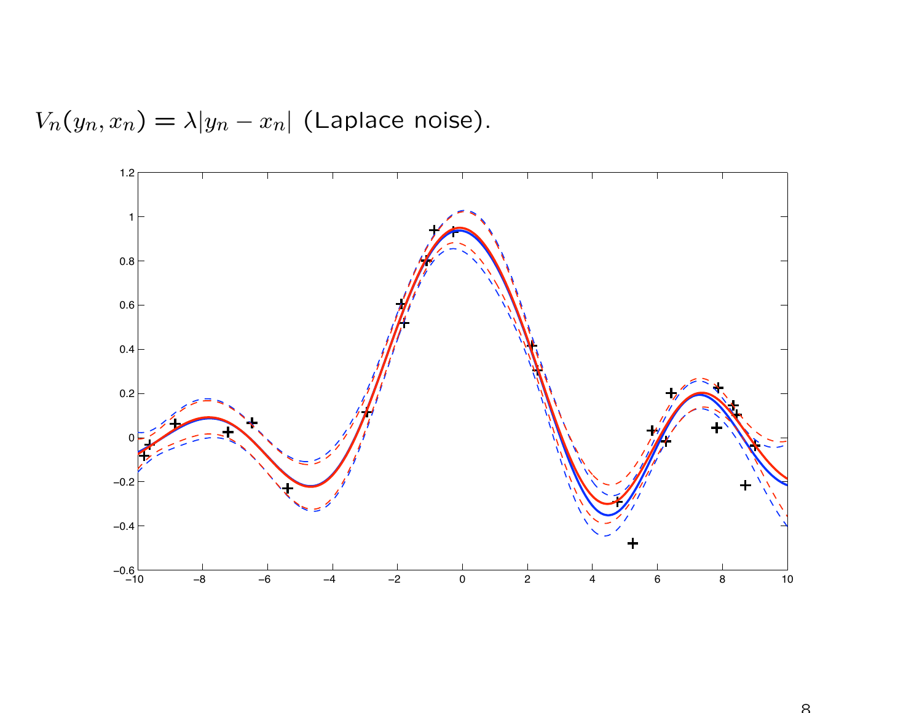$V_n(y_n, x_n) = \lambda|y_n - x_n|$ (Laplace noise).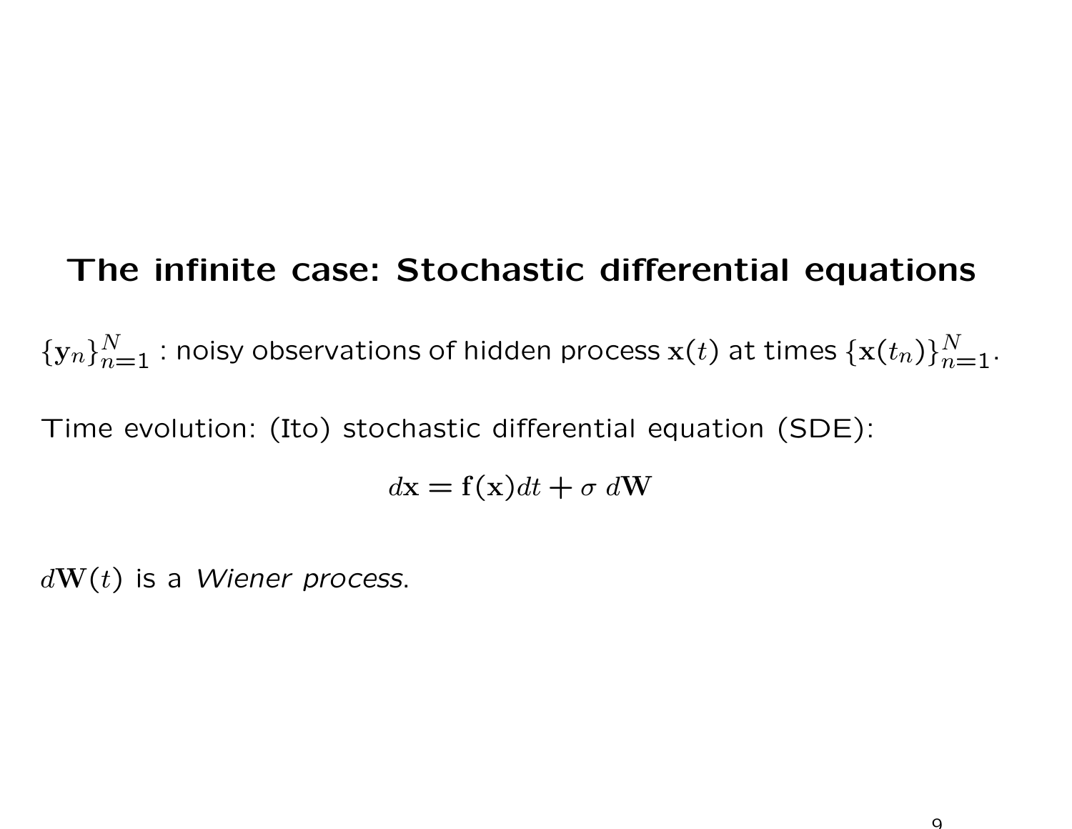# The infinite case: Stochastic differential equations

$\{\mathbf{y}_n\}_{n=1}^N$ : noisy observations of hidden process $\mathbf{x}(t)$ at times $\{\mathbf{x}(t_n)\}_{n=1}^N$.

Time evolution: (Ito) stochastic differential equation (SDE):

$$d\mathbf{x} = \mathbf{f}(\mathbf{x})dt + \sigma \, d\mathbf{W}$$

$d\mathbf{W}(t)$ is a *Wiener process*.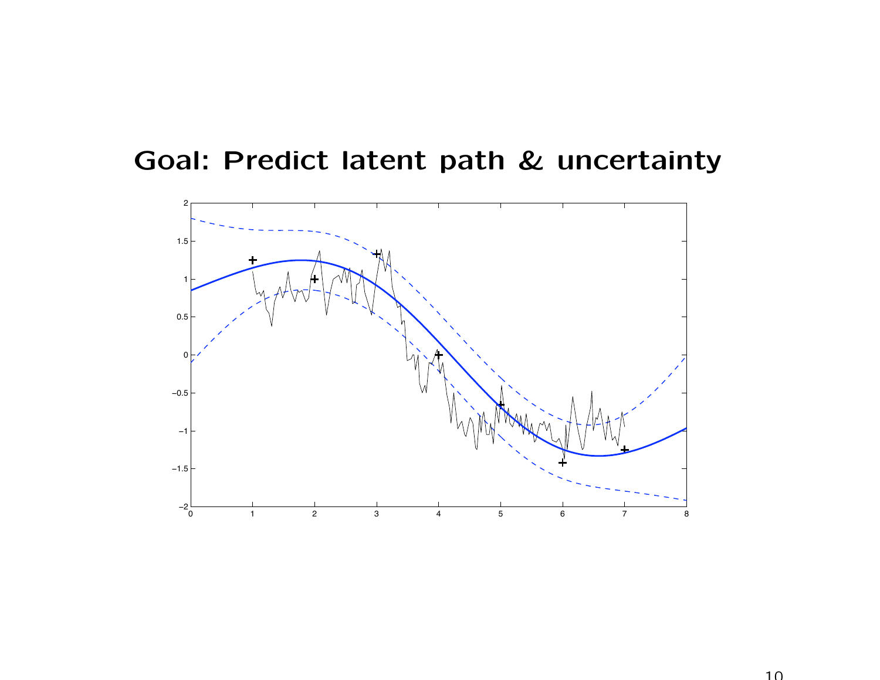# Goal: Predict latent path & uncertainty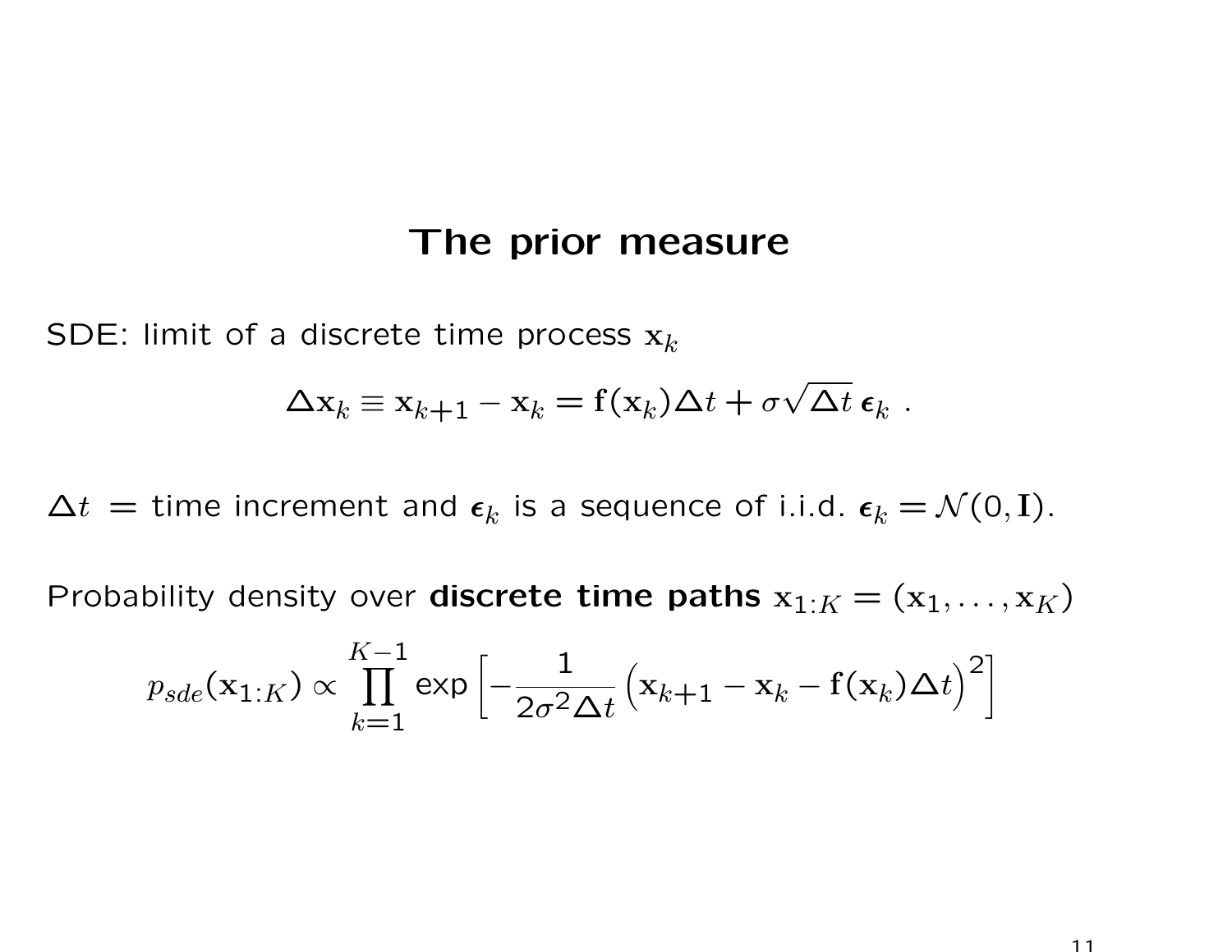# The prior measure

SDE: limit of a discrete time process $\mathbf{x}_k$

$$\Delta \mathbf{x}_k \equiv \mathbf{x}_{k+1} - \mathbf{x}_k = \mathbf{f}(\mathbf{x}_k)\Delta t + \sigma\sqrt{\Delta t}\,\boldsymbol{\epsilon}_k \ .$$

$\Delta t$ = time increment and $\boldsymbol{\epsilon}_k$ is a sequence of i.i.d. $\boldsymbol{\epsilon}_k = \mathcal{N}(0, \mathbf{I})$.

Probability density over **discrete time paths** $\mathbf{x}_{1:K} = (\mathbf{x}_1, \dots, \mathbf{x}_K)$

$$p_{sde}(\mathbf{x}_{1:K}) \propto \prod_{k=1}^{K-1} \exp\left[-\frac{1}{2\sigma^2 \Delta t}\Big(\mathbf{x}_{k+1} - \mathbf{x}_k - \mathbf{f}(\mathbf{x}_k)\Delta t\Big)^2\right]$$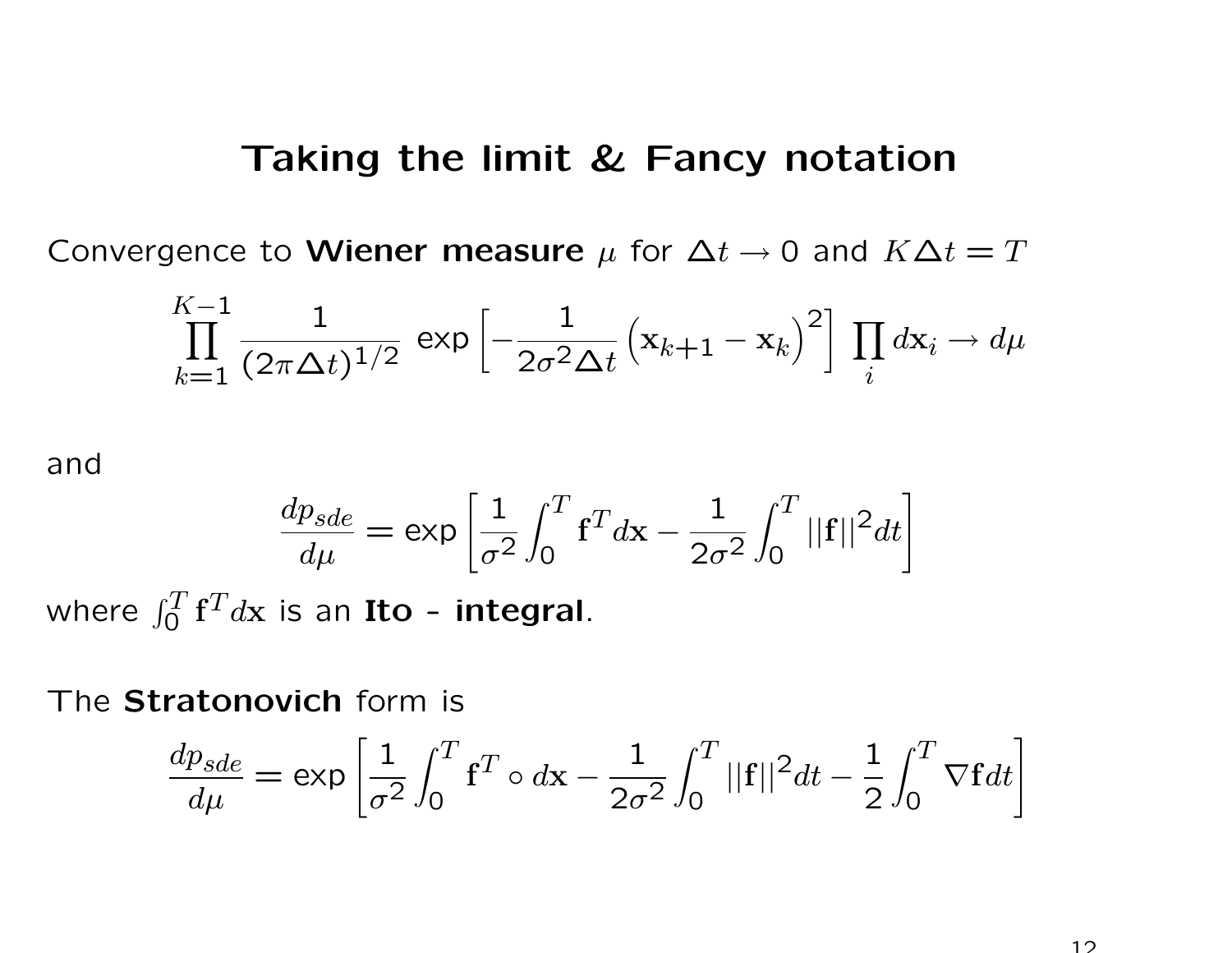# Taking the limit & Fancy notation

Convergence to **Wiener measure** $\mu$ for $\Delta t \to 0$ and $K\Delta t = T$

$$\prod_{k=1}^{K-1} \frac{1}{(2\pi \Delta t)^{1/2}} \exp\left[-\frac{1}{2\sigma^2 \Delta t}\left(\mathbf{x}_{k+1} - \mathbf{x}_k\right)^2\right] \prod_i d\mathbf{x}_i \to d\mu$$

and

$$\frac{dp_{sde}}{d\mu} = \exp\left[\frac{1}{\sigma^2}\int_0^T \mathbf{f}^T d\mathbf{x} - \frac{1}{2\sigma^2}\int_0^T ||\mathbf{f}||^2 dt\right]$$

where $\int_0^T \mathbf{f}^T d\mathbf{x}$ is an **Ito - integral**.

The **Stratonovich** form is

$$\frac{dp_{sde}}{d\mu} = \exp\left[\frac{1}{\sigma^2}\int_0^T \mathbf{f}^T \circ d\mathbf{x} - \frac{1}{2\sigma^2}\int_0^T ||\mathbf{f}||^2 dt - \frac{1}{2}\int_0^T \nabla \mathbf{f} dt\right]$$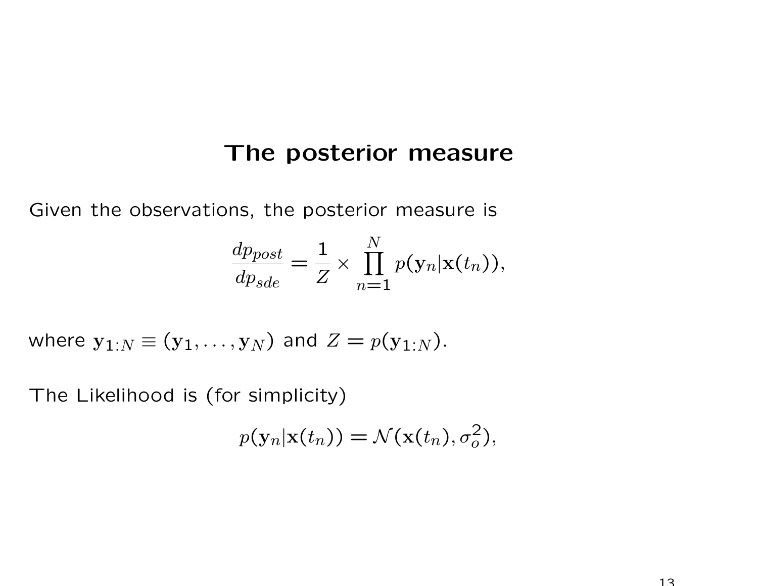# The posterior measure

Given the observations, the posterior measure is

$$\frac{dp_{post}}{dp_{sde}} = \frac{1}{Z} \times \prod_{n=1}^{N} p(\mathbf{y}_n | \mathbf{x}(t_n)),$$

where $\mathbf{y}_{1:N} \equiv (\mathbf{y}_1, \ldots, \mathbf{y}_N)$ and $Z = p(\mathbf{y}_{1:N})$.

The Likelihood is (for simplicity)

$$p(\mathbf{y}_n | \mathbf{x}(t_n)) = \mathcal{N}(\mathbf{x}(t_n), \sigma_o^2),$$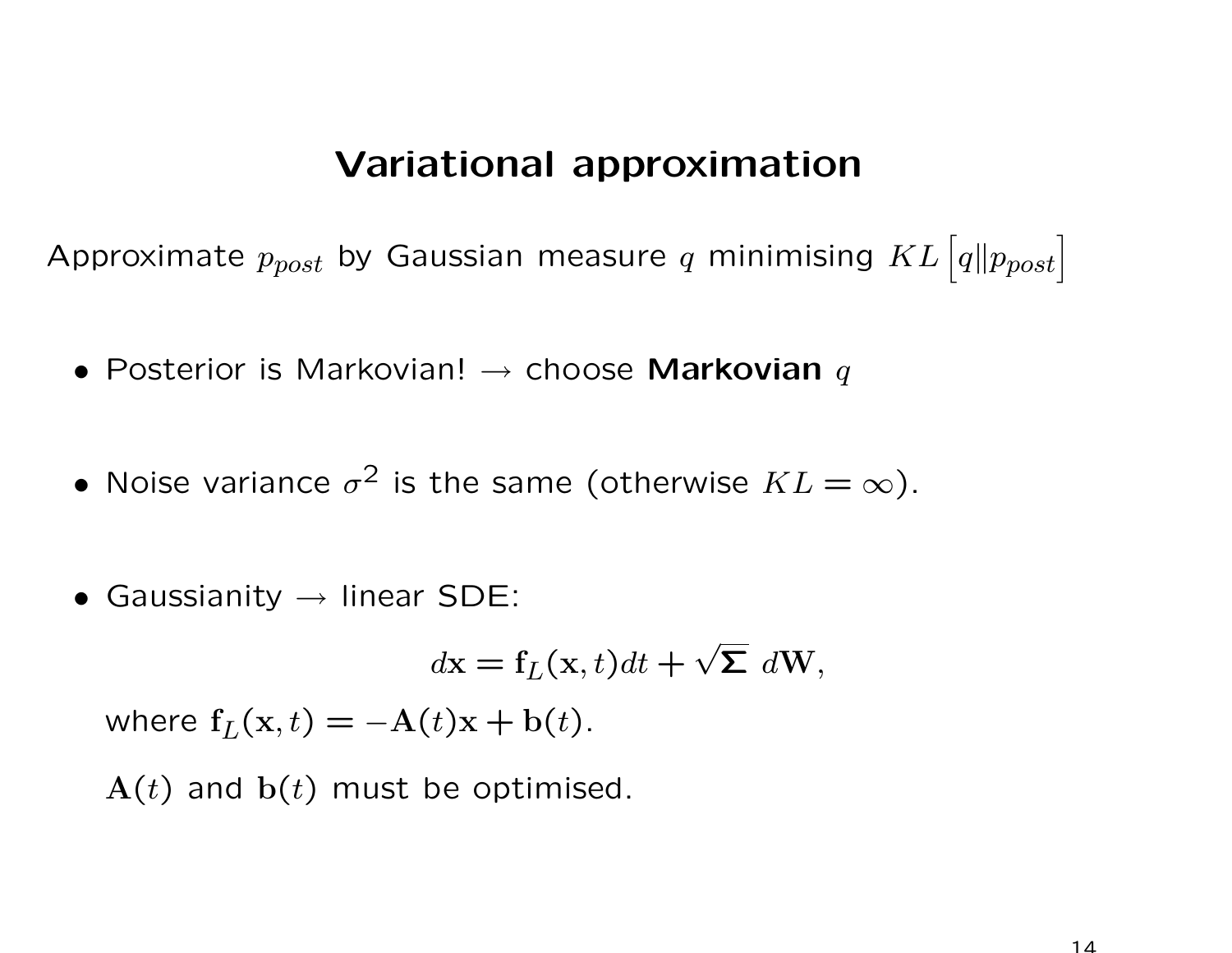# Variational approximation

Approximate $p_{post}$ by Gaussian measure $q$ minimising $KL\left[q \| p_{post}\right]$

- Posterior is Markovian! → choose **Markovian** $q$

- Noise variance $\sigma^2$ is the same (otherwise $KL = \infty$).

- Gaussianity → linear SDE:

  $$d\mathbf{x} = \mathbf{f}_L(\mathbf{x}, t)dt + \sqrt{\mathbf{\Sigma}}\; d\mathbf{W},$$

  where $\mathbf{f}_L(\mathbf{x}, t) = -\mathbf{A}(t)\mathbf{x} + \mathbf{b}(t)$.

  $\mathbf{A}(t)$ and $\mathbf{b}(t)$ must be optimised.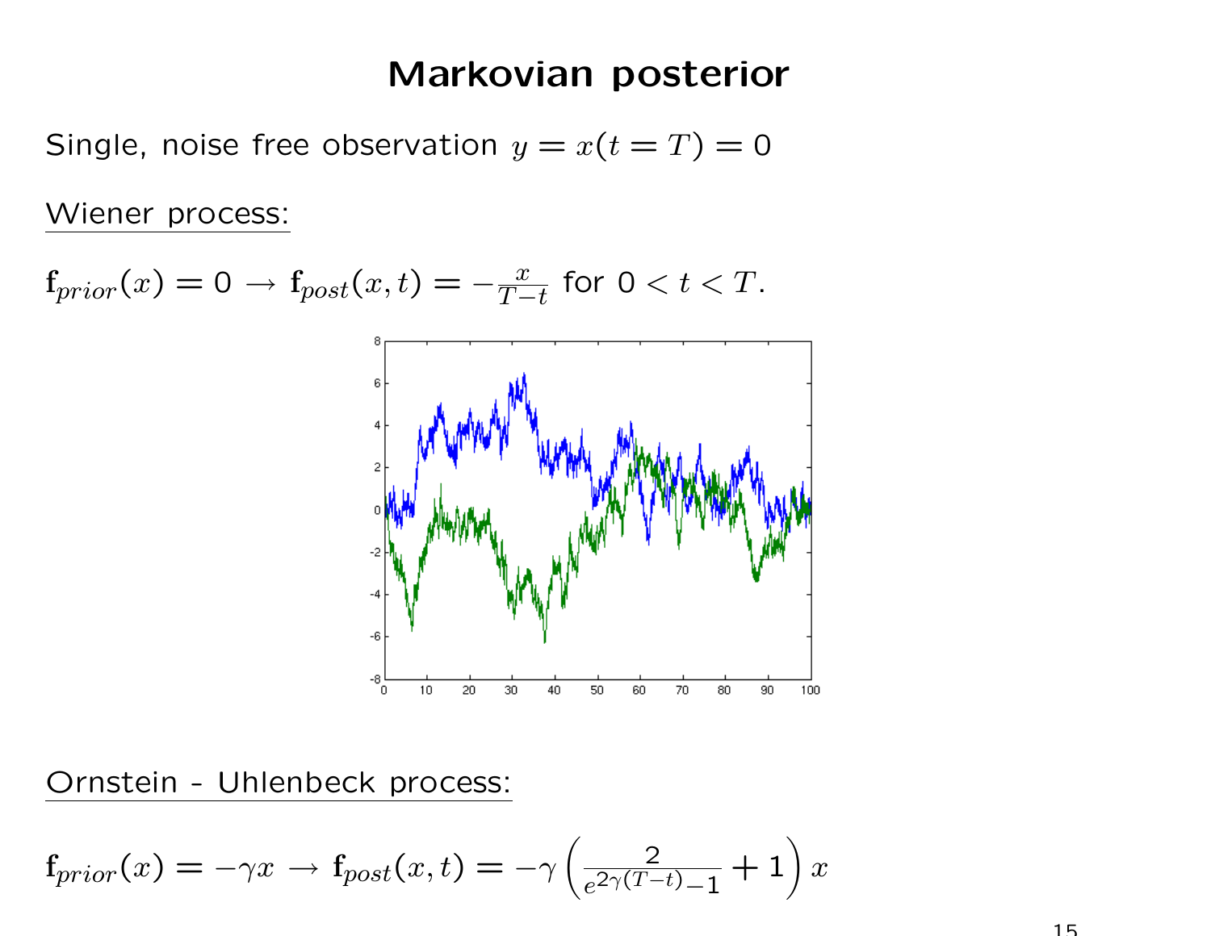# Markovian posterior

Single, noise free observation $y = x(t = T) = 0$

Wiener process:

$\mathbf{f}_{prior}(x) = 0 \rightarrow \mathbf{f}_{post}(x,t) = -\frac{x}{T-t}$ for $0 < t < T$.

Ornstein - Uhlenbeck process:

$\mathbf{f}_{prior}(x) = -\gamma x \rightarrow \mathbf{f}_{post}(x,t) = -\gamma \left( \frac{2}{e^{2\gamma(T-t)} - 1} + 1 \right) x$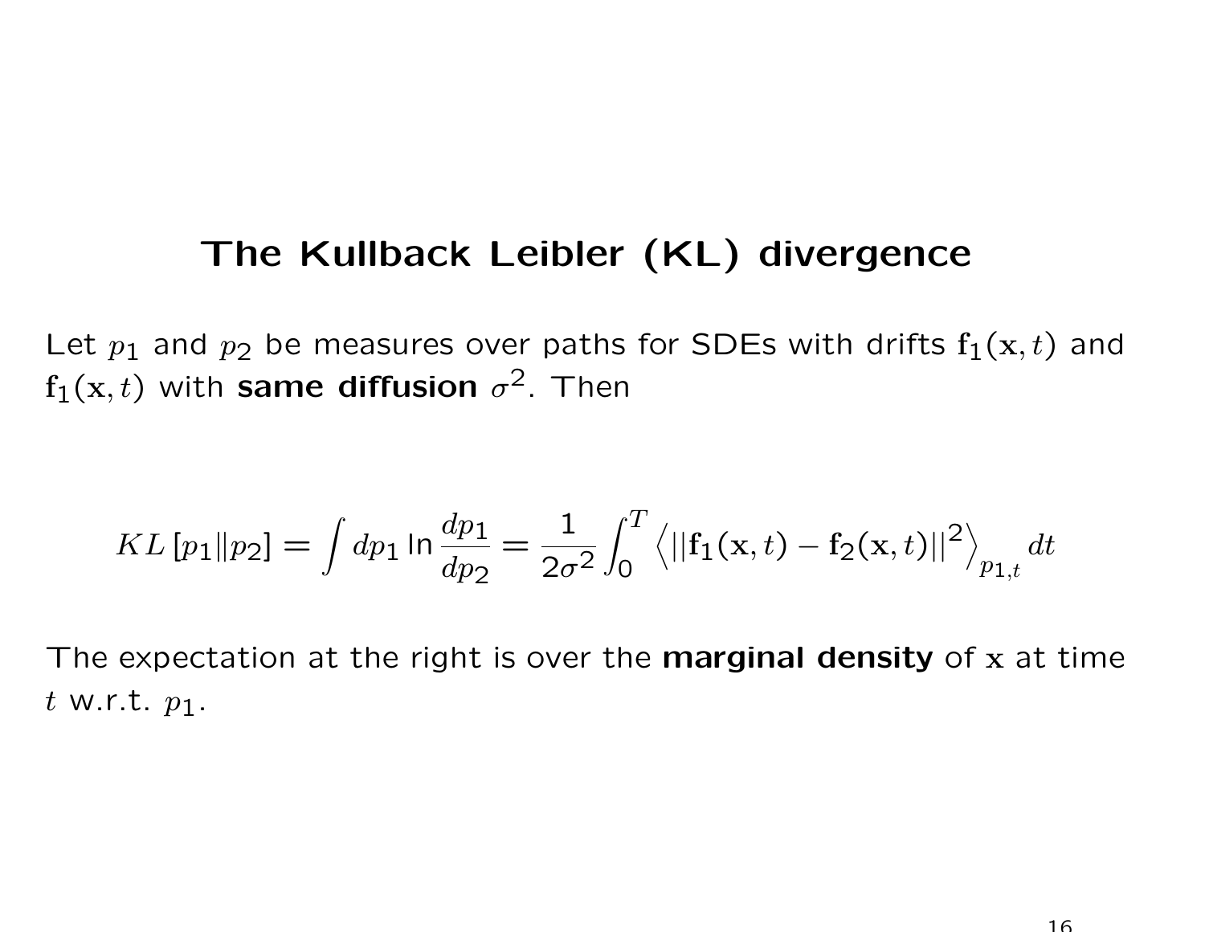# The Kullback Leibler (KL) divergence

Let $p_1$ and $p_2$ be measures over paths for SDEs with drifts $\mathbf{f}_1(\mathbf{x}, t)$ and $\mathbf{f}_1(\mathbf{x}, t)$ with **same diffusion** $\sigma^2$. Then

$$KL\left[p_1 \| p_2\right] = \int dp_1 \ln \frac{dp_1}{dp_2} = \frac{1}{2\sigma^2} \int_0^T \left\langle ||\mathbf{f}_1(\mathbf{x}, t) - \mathbf{f}_2(\mathbf{x}, t)||^2 \right\rangle_{p_{1,t}} dt$$

The expectation at the right is over the **marginal density** of $\mathbf{x}$ at time $t$ w.r.t. $p_1$.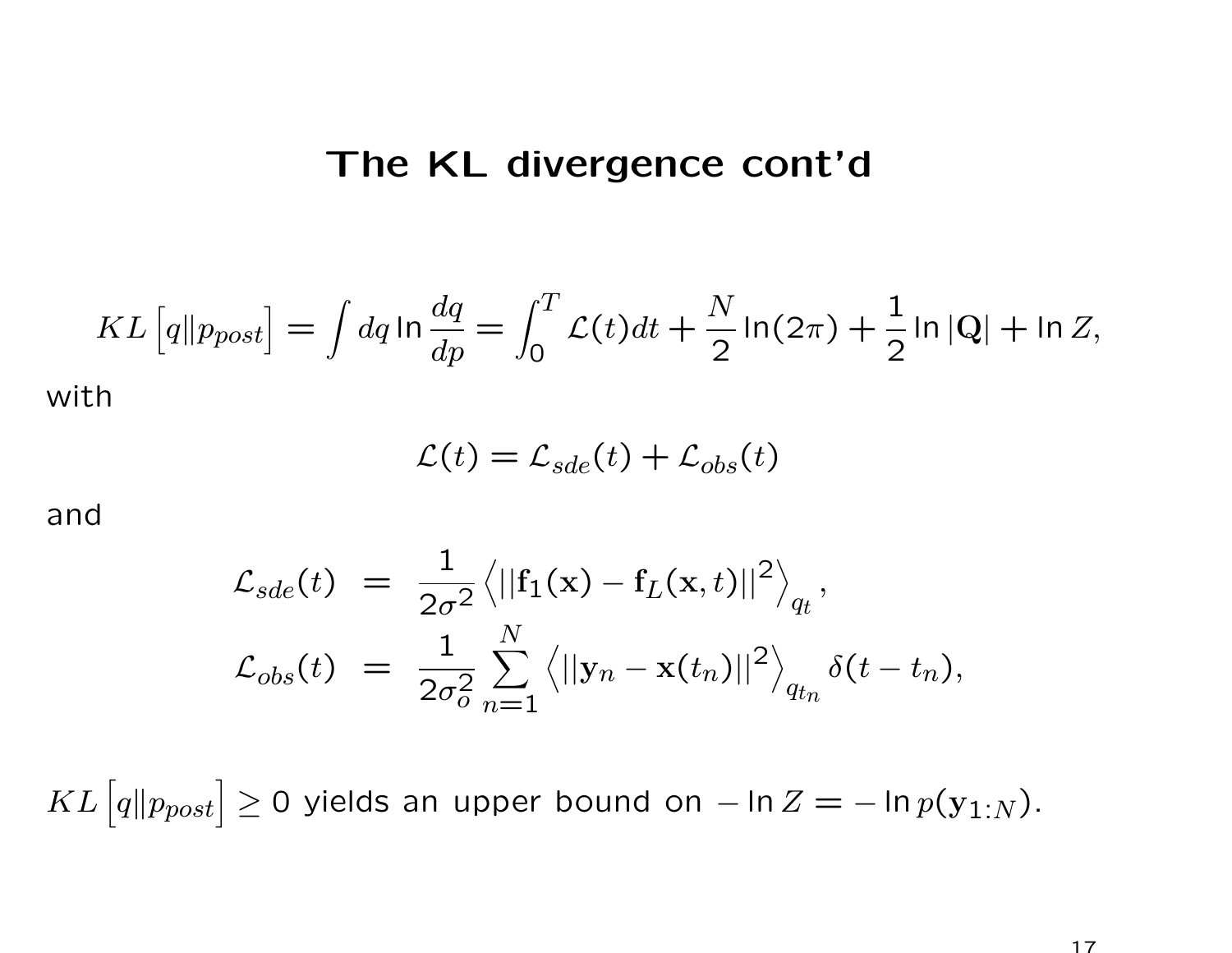# The KL divergence cont'd

$$KL\left[q \| p_{post}\right] = \int dq \ln \frac{dq}{dp} = \int_0^T \mathcal{L}(t)dt + \frac{N}{2}\ln(2\pi) + \frac{1}{2}\ln|\mathbf{Q}| + \ln Z,$$

with

$$\mathcal{L}(t) = \mathcal{L}_{sde}(t) + \mathcal{L}_{obs}(t)$$

and

$$\begin{aligned}
\mathcal{L}_{sde}(t) &= \frac{1}{2\sigma^2}\left\langle ||\mathbf{f}_1(\mathbf{x}) - \mathbf{f}_L(\mathbf{x},t)||^2 \right\rangle_{q_t}, \\
\mathcal{L}_{obs}(t) &= \frac{1}{2\sigma_o^2}\sum_{n=1}^{N}\left\langle ||\mathbf{y}_n - \mathbf{x}(t_n)||^2 \right\rangle_{q_{t_n}} \delta(t - t_n),
\end{aligned}$$

$KL\left[q \| p_{post}\right] \geq 0$ yields an upper bound on $-\ln Z = -\ln p(\mathbf{y}_{1:N})$.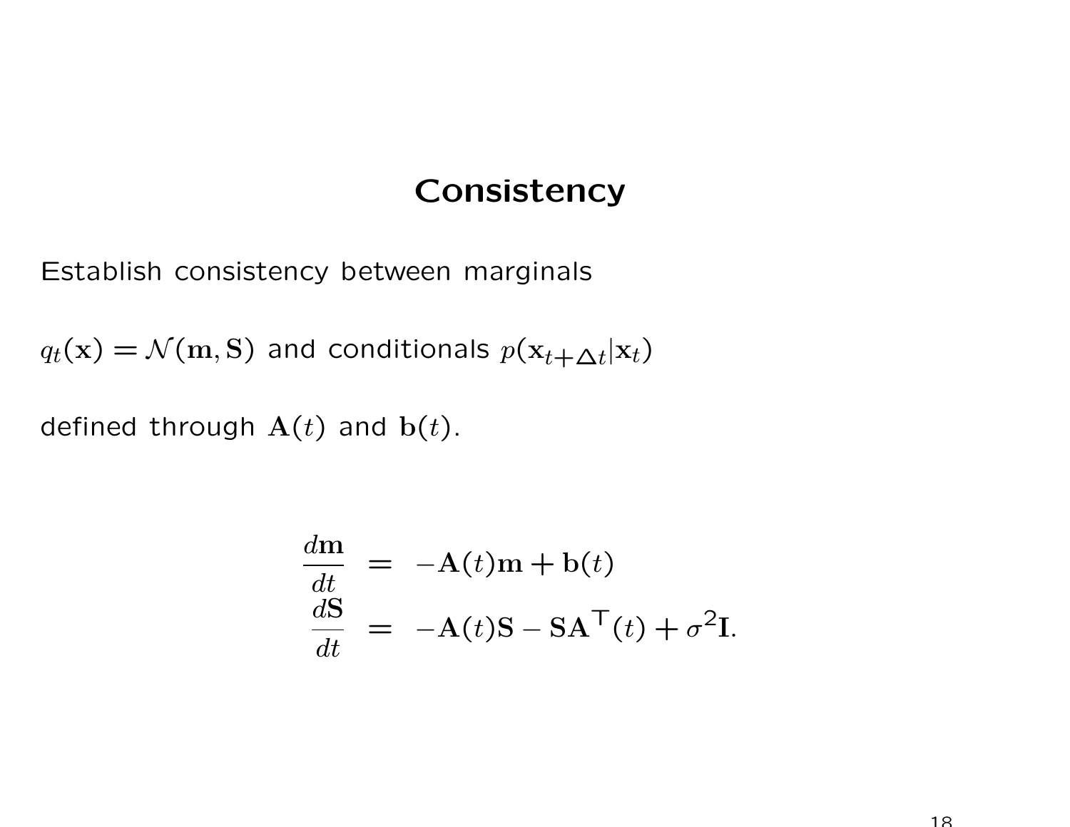# Consistency

Establish consistency between marginals

$q_t(\mathbf{x}) = \mathcal{N}(\mathbf{m}, \mathbf{S})$ and conditionals $p(\mathbf{x}_{t+\triangle t}|\mathbf{x}_t)$

defined through $\mathbf{A}(t)$ and $\mathbf{b}(t)$.

$$
\begin{aligned}
\frac{d\mathbf{m}}{dt} &= -\mathbf{A}(t)\mathbf{m} + \mathbf{b}(t) \\
\frac{d\mathbf{S}}{dt} &= -\mathbf{A}(t)\mathbf{S} - \mathbf{S}\mathbf{A}^\top(t) + \sigma^2\mathbf{I}.
\end{aligned}
$$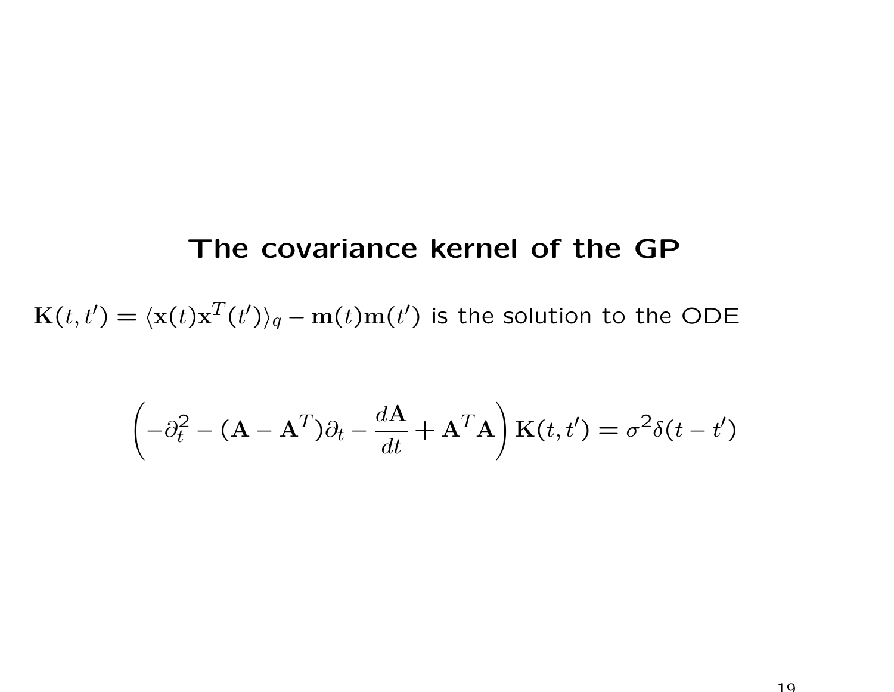# The covariance kernel of the GP

$\mathbf{K}(t,t') = \langle \mathbf{x}(t)\mathbf{x}^T(t')\rangle_q - \mathbf{m}(t)\mathbf{m}(t')$ is the solution to the ODE

$$\left(-\partial_t^2 - (\mathbf{A} - \mathbf{A}^T)\partial_t - \frac{d\mathbf{A}}{dt} + \mathbf{A}^T\mathbf{A}\right)\mathbf{K}(t,t') = \sigma^2\delta(t-t')$$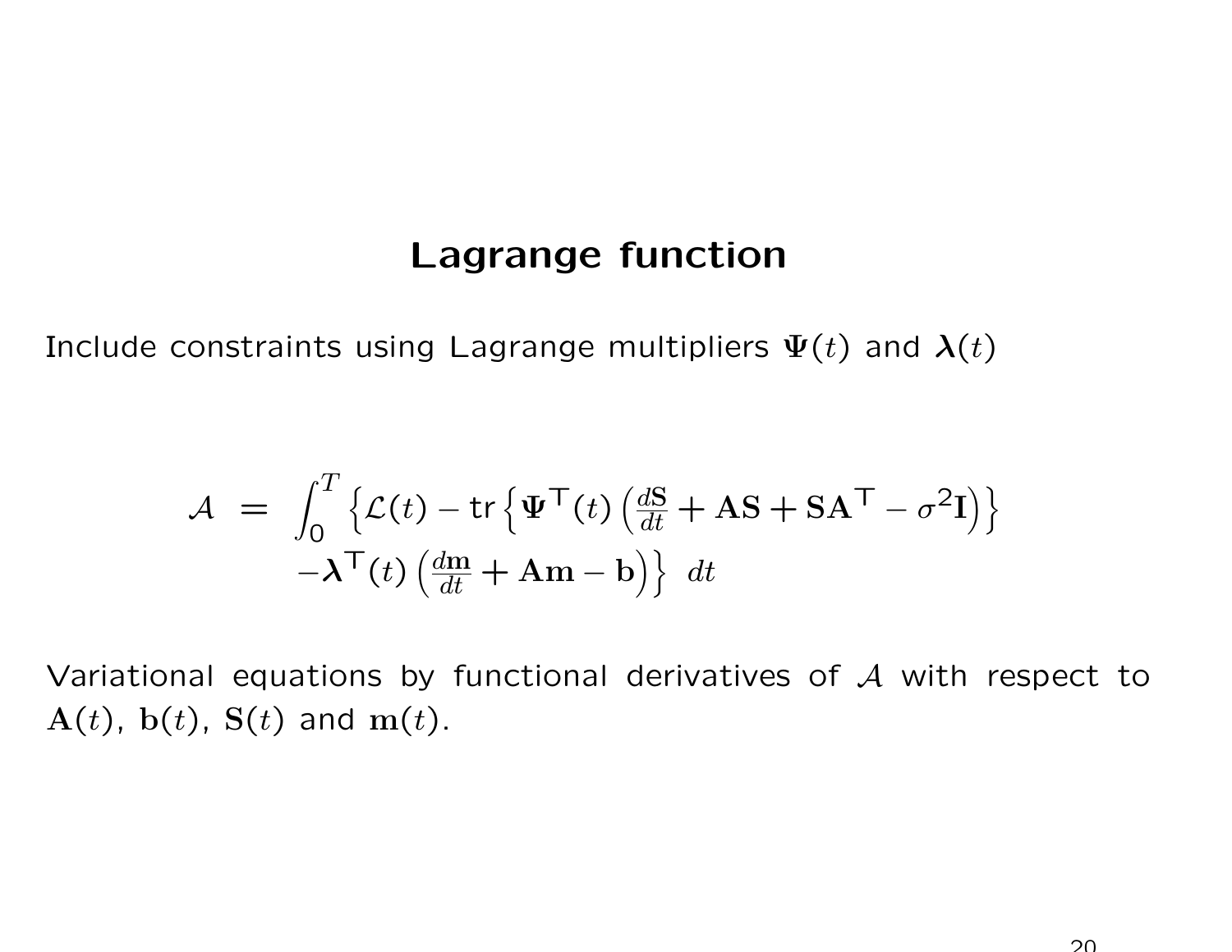# Lagrange function

Include constraints using Lagrange multipliers $\mathbf{\Psi}(t)$ and $\boldsymbol{\lambda}(t)$

$$
\begin{aligned}
\mathcal{A} \;=\; \int_0^T \Big\{ & \mathcal{L}(t) - \mathrm{tr}\Big\{ \mathbf{\Psi}^\top(t) \left( \tfrac{d\mathbf{S}}{dt} + \mathbf{A}\mathbf{S} + \mathbf{S}\mathbf{A}^\top - \sigma^2 \mathbf{I} \right) \Big\} \\
& - \boldsymbol{\lambda}^\top(t) \left( \tfrac{d\mathbf{m}}{dt} + \mathbf{A}\mathbf{m} - \mathbf{b} \right) \Big\} \; dt
\end{aligned}
$$

Variational equations by functional derivatives of $\mathcal{A}$ with respect to $\mathbf{A}(t)$, $\mathbf{b}(t)$, $\mathbf{S}(t)$ and $\mathbf{m}(t)$.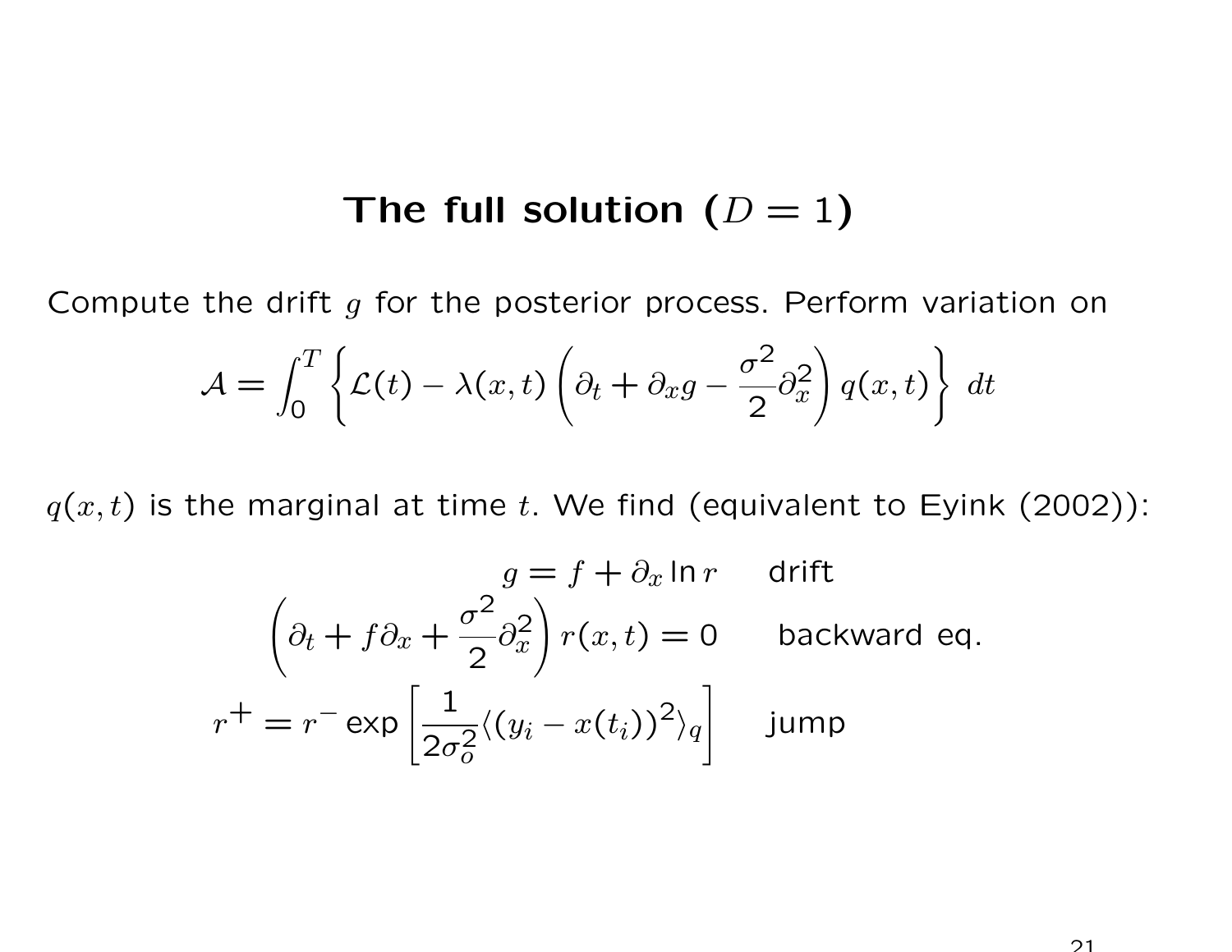# The full solution ($D = 1$)

Compute the drift $g$ for the posterior process. Perform variation on

$$\mathcal{A} = \int_0^T \left\{ \mathcal{L}(t) - \lambda(x,t) \left( \partial_t + \partial_x g - \frac{\sigma^2}{2} \partial_x^2 \right) q(x,t) \right\} \, dt$$

$q(x,t)$ is the marginal at time $t$. We find (equivalent to Eyink (2002)):

$$g = f + \partial_x \ln r \qquad \text{drift}$$

$$\left( \partial_t + f \partial_x + \frac{\sigma^2}{2} \partial_x^2 \right) r(x,t) = 0 \qquad \text{backward eq.}$$

$$r^+ = r^- \exp \left[ \frac{1}{2\sigma_o^2} \langle (y_i - x(t_i))^2 \rangle_q \right] \qquad \text{jump}$$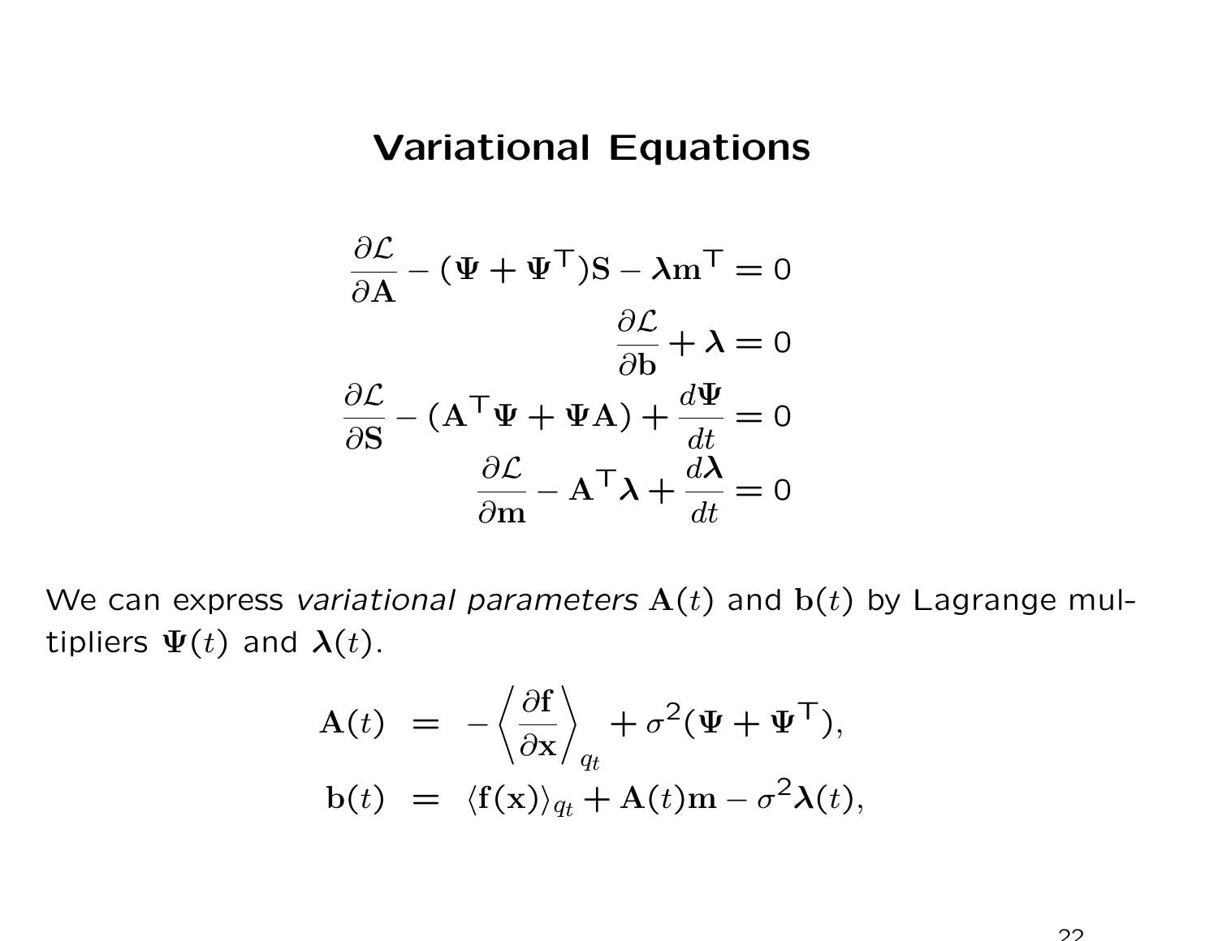# Variational Equations

$$
\begin{aligned}
\frac{\partial \mathcal{L}}{\partial \mathbf{A}} - (\mathbf{\Psi} + \mathbf{\Psi}^\top)\mathbf{S} - \boldsymbol{\lambda}\mathbf{m}^\top &= 0 \\
\frac{\partial \mathcal{L}}{\partial \mathbf{b}} + \boldsymbol{\lambda} &= 0 \\
\frac{\partial \mathcal{L}}{\partial \mathbf{S}} - (\mathbf{A}^\top \mathbf{\Psi} + \mathbf{\Psi}\mathbf{A}) + \frac{d\mathbf{\Psi}}{dt} &= 0 \\
\frac{\partial \mathcal{L}}{\partial \mathbf{m}} - \mathbf{A}^\top \boldsymbol{\lambda} + \frac{d\boldsymbol{\lambda}}{dt} &= 0
\end{aligned}
$$

We can express *variational parameters* $\mathbf{A}(t)$ and $\mathbf{b}(t)$ by Lagrange multipliers $\mathbf{\Psi}(t)$ and $\boldsymbol{\lambda}(t)$.

$$
\begin{aligned}
\mathbf{A}(t) &= -\left\langle \frac{\partial \mathbf{f}}{\partial \mathbf{x}} \right\rangle_{q_t} + \sigma^2(\mathbf{\Psi} + \mathbf{\Psi}^\top), \\
\mathbf{b}(t) &= \langle \mathbf{f}(\mathbf{x}) \rangle_{q_t} + \mathbf{A}(t)\mathbf{m} - \sigma^2 \boldsymbol{\lambda}(t),
\end{aligned}
$$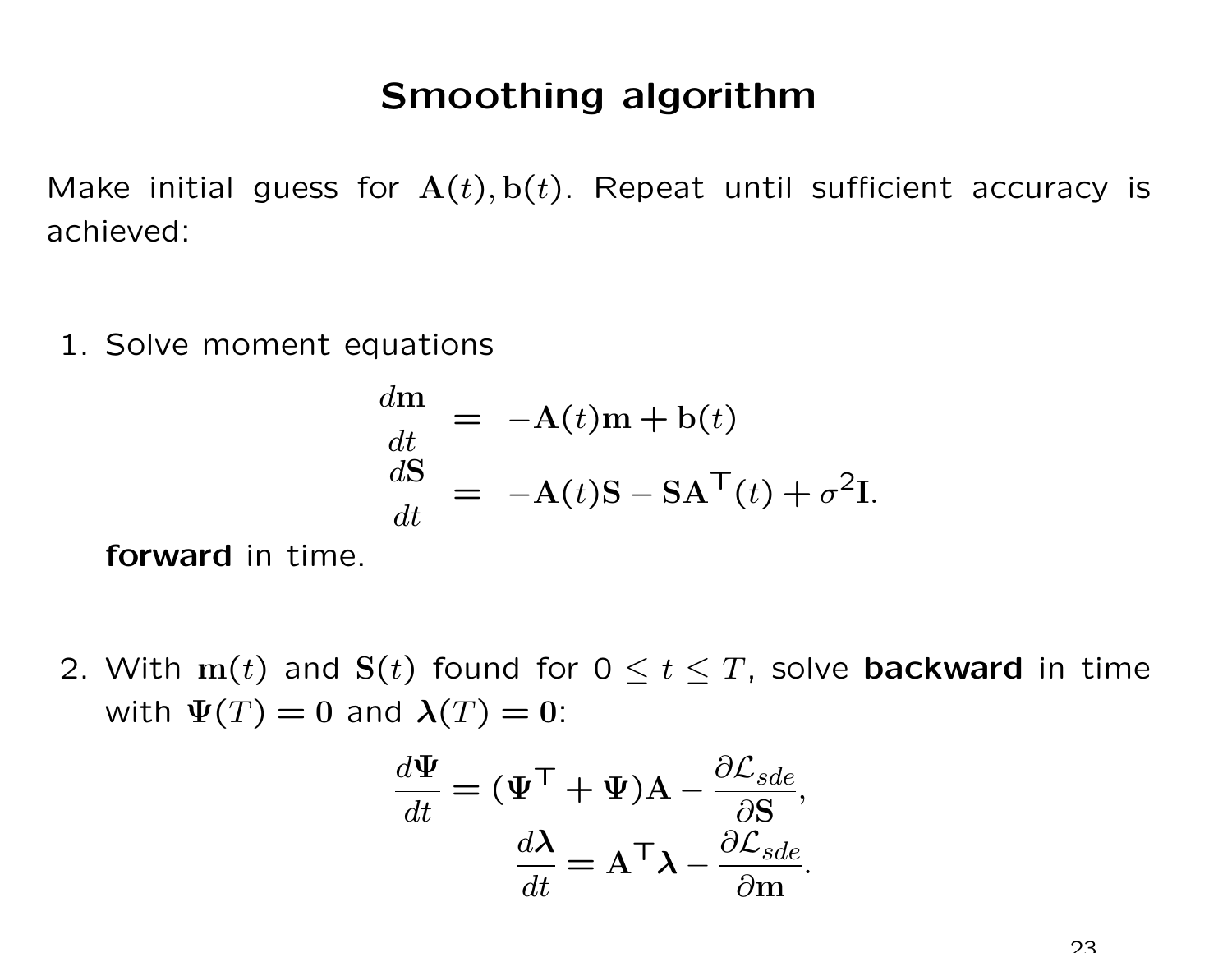# Smoothing algorithm

Make initial guess for $\mathbf{A}(t), \mathbf{b}(t)$. Repeat until sufficient accuracy is achieved:

1. Solve moment equations

$$
\begin{aligned}
\frac{d\mathbf{m}}{dt} &= -\mathbf{A}(t)\mathbf{m} + \mathbf{b}(t) \\
\frac{d\mathbf{S}}{dt} &= -\mathbf{A}(t)\mathbf{S} - \mathbf{S}\mathbf{A}^\top(t) + \sigma^2\mathbf{I}.
\end{aligned}
$$

   **forward** in time.

2. With $\mathbf{m}(t)$ and $\mathbf{S}(t)$ found for $0 \leq t \leq T$, solve **backward** in time with $\mathbf{\Psi}(T) = \mathbf{0}$ and $\boldsymbol{\lambda}(T) = \mathbf{0}$:

$$
\frac{d\mathbf{\Psi}}{dt} = (\mathbf{\Psi}^\top + \mathbf{\Psi})\mathbf{A} - \frac{\partial \mathcal{L}_{sde}}{\partial \mathbf{S}},
$$

$$
\frac{d\boldsymbol{\lambda}}{dt} = \mathbf{A}^\top \boldsymbol{\lambda} - \frac{\partial \mathcal{L}_{sde}}{\partial \mathbf{m}}.
$$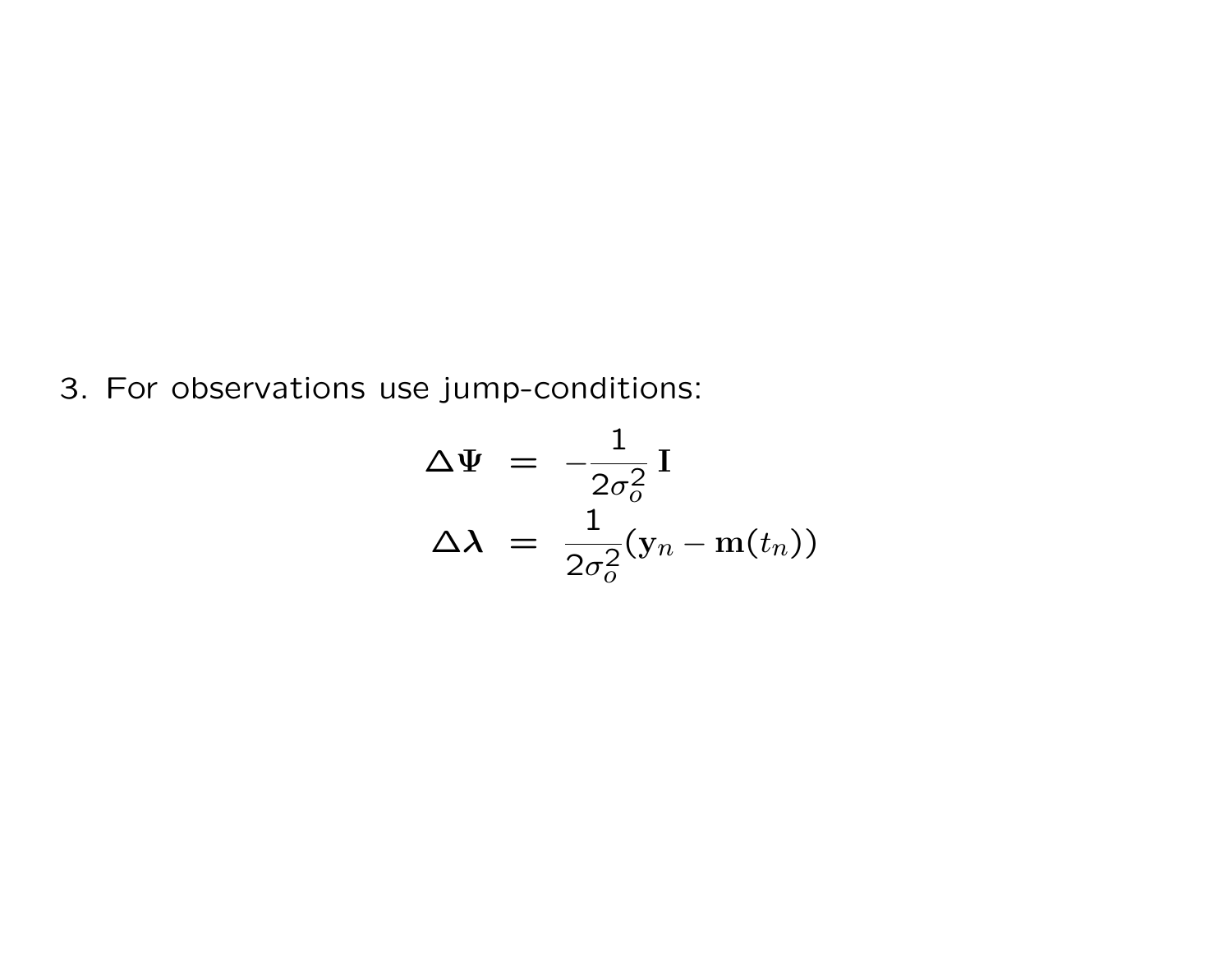3. For observations use jump-conditions:

$$
\begin{aligned}
\triangle \mathbf{\Psi} &= -\frac{1}{2\sigma_o^2}\, \mathbf{I} \\
\triangle \boldsymbol{\lambda} &= \frac{1}{2\sigma_o^2}(\mathbf{y}_n - \mathbf{m}(t_n))
\end{aligned}
$$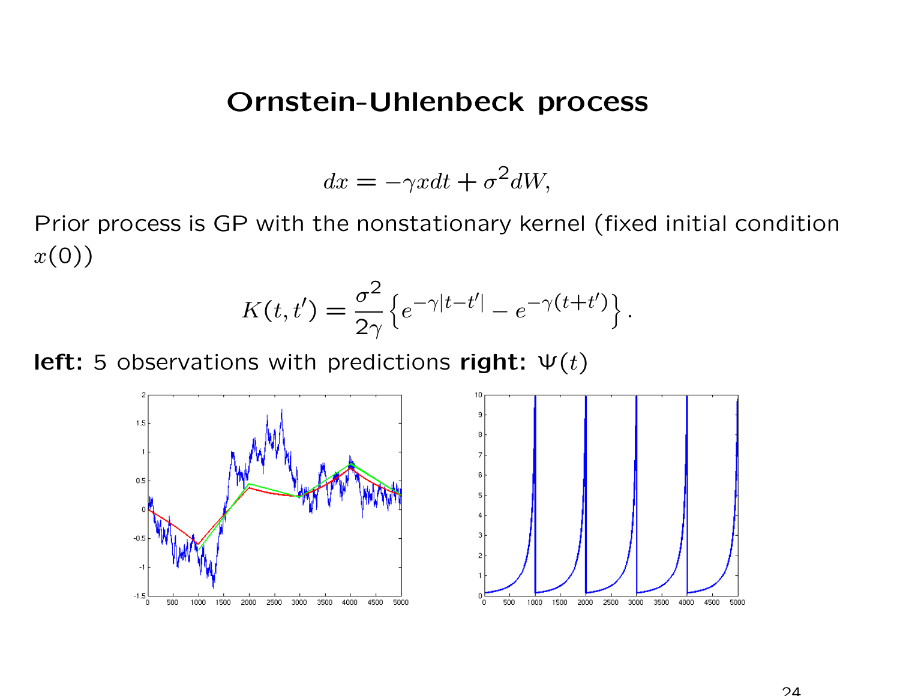# Ornstein-Uhlenbeck process

$$dx = -\gamma x dt + \sigma^2 dW,$$

Prior process is GP with the nonstationary kernel (fixed initial condition $x(0)$)

$$K(t, t') = \frac{\sigma^2}{2\gamma}\left\{e^{-\gamma|t-t'|} - e^{-\gamma(t+t')}\right\}.$$

**left:** 5 observations with predictions **right:** $\Psi(t)$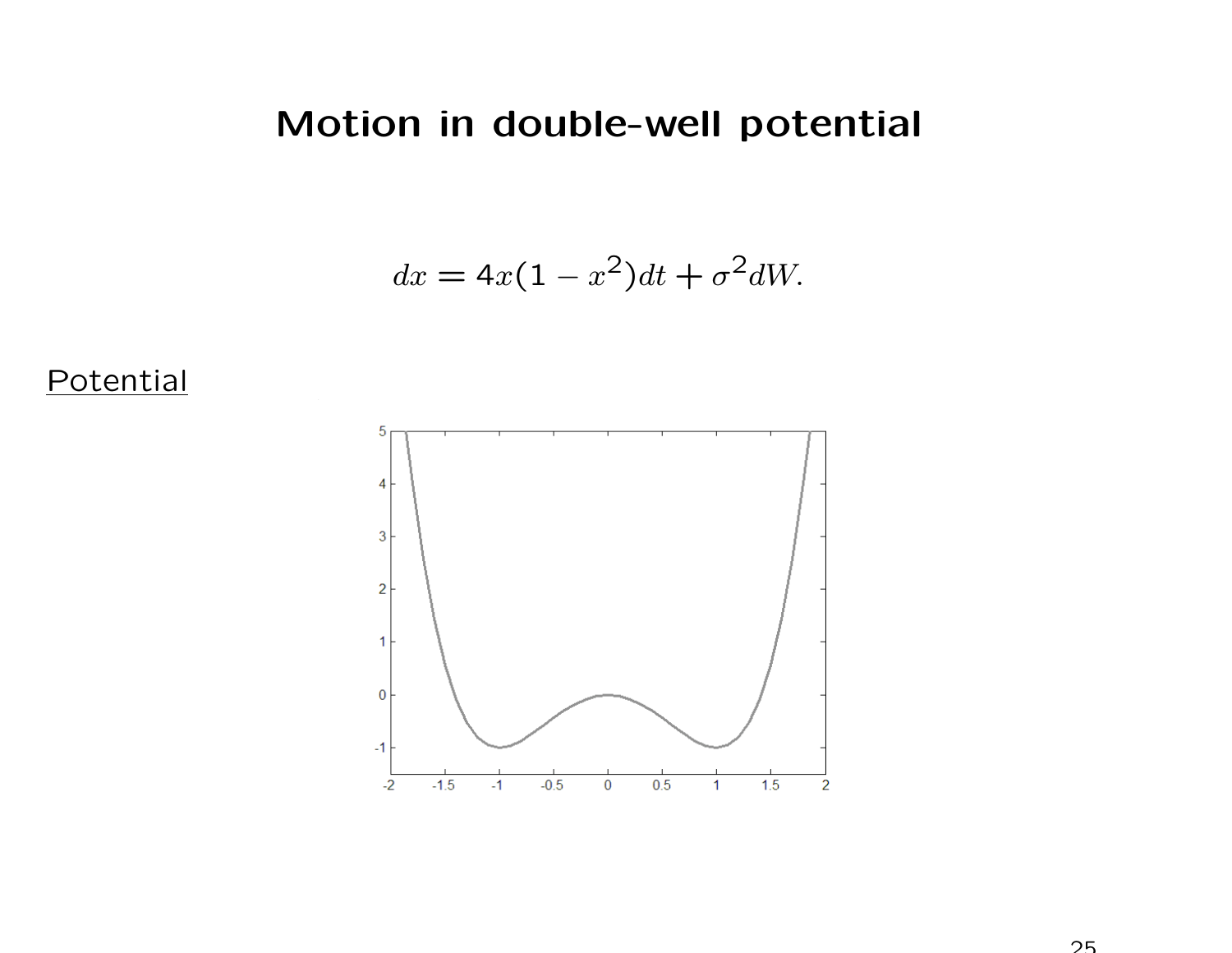# Motion in double-well potential

$$dx = 4x(1 - x^2)dt + \sigma^2 dW.$$

Potential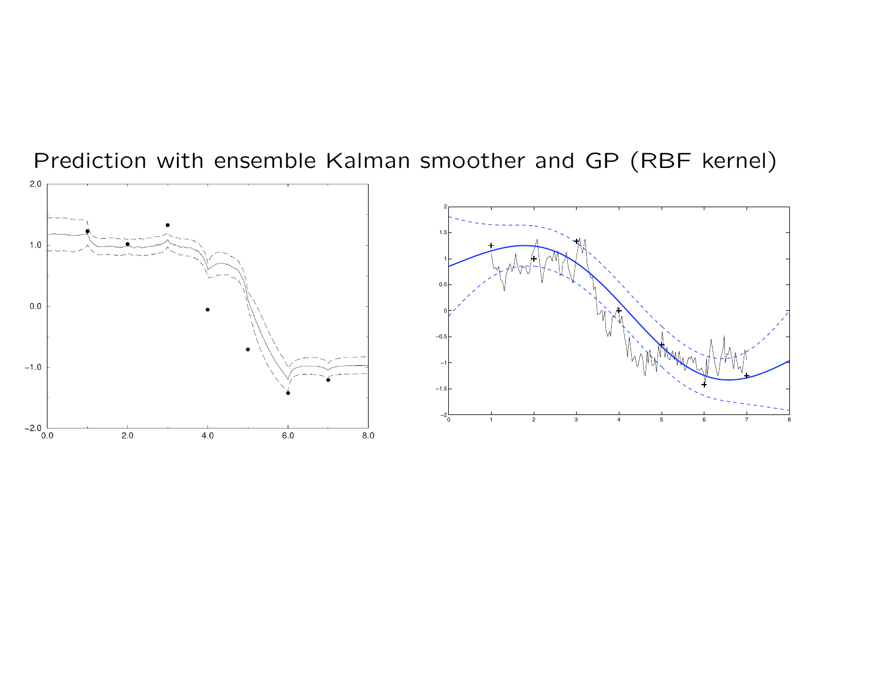# Prediction with ensemble Kalman smoother and GP (RBF kernel)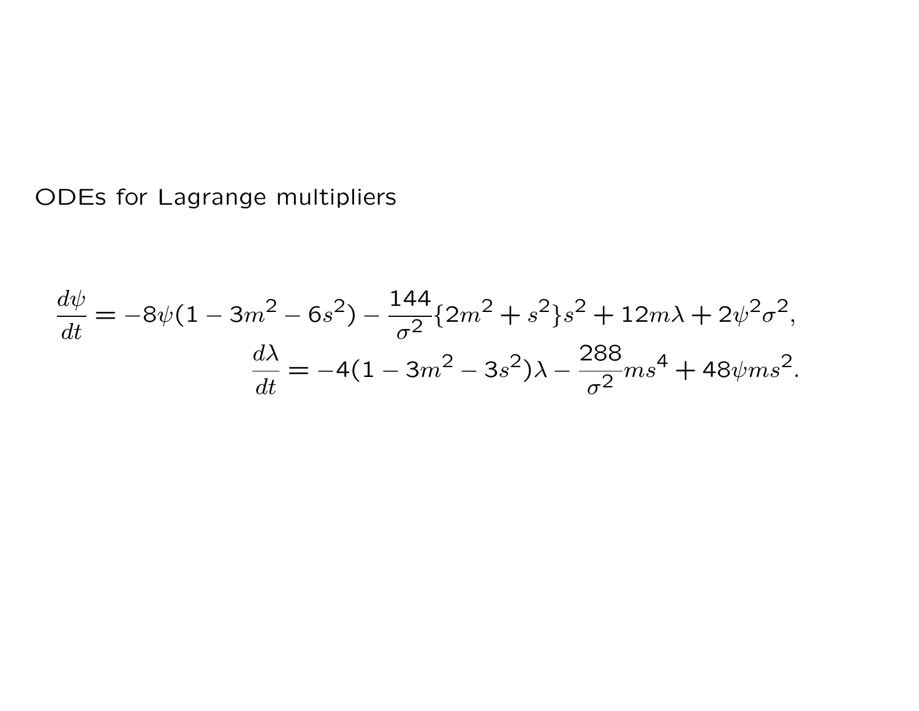ODEs for Lagrange multipliers

$$
\begin{aligned}
\frac{d\psi}{dt} &= -8\psi(1 - 3m^2 - 6s^2) - \frac{144}{\sigma^2}\{2m^2 + s^2\}s^2 + 12m\lambda + 2\psi^2\sigma^2, \\
\frac{d\lambda}{dt} &= -4(1 - 3m^2 - 3s^2)\lambda - \frac{288}{\sigma^2}ms^4 + 48\psi ms^2.
\end{aligned}
$$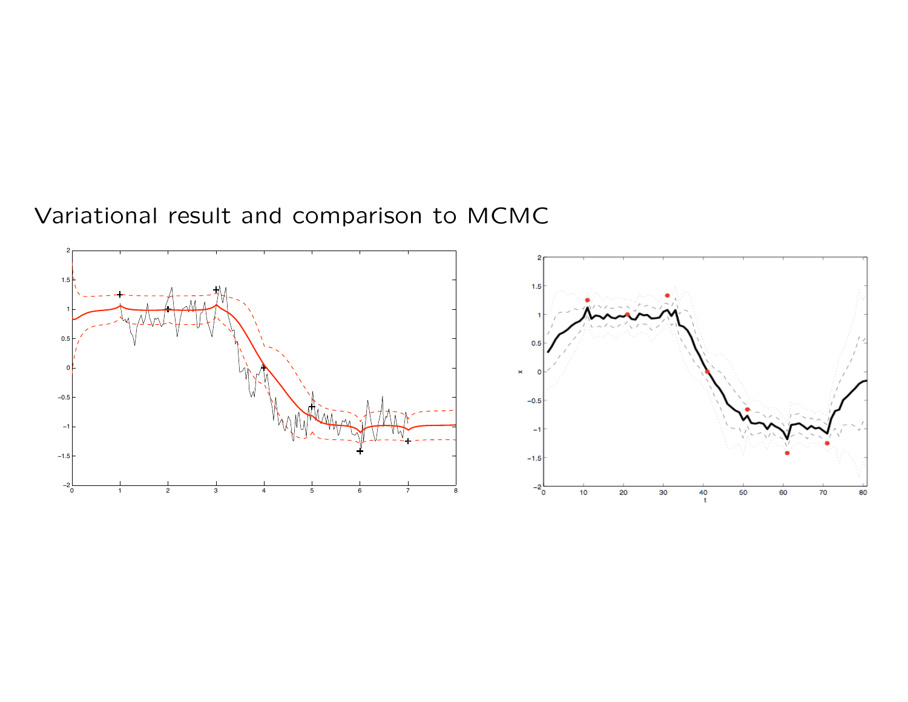## Variational result and comparison to MCMC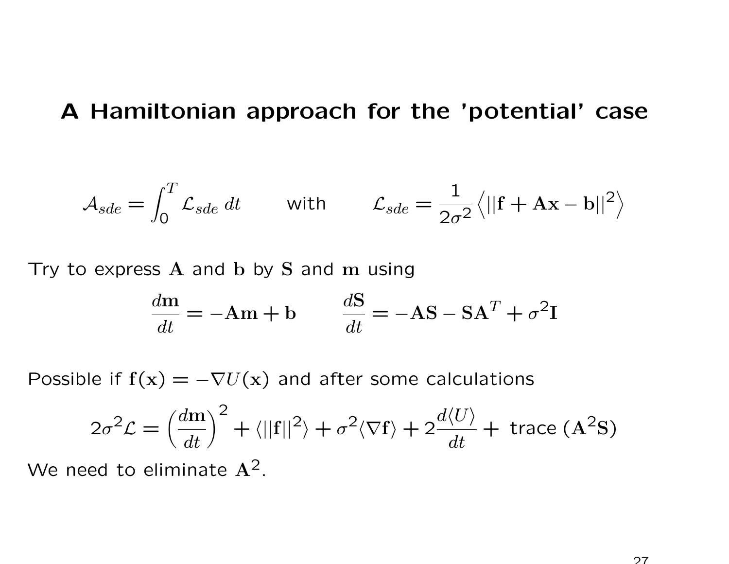# A Hamiltonian approach for the 'potential' case

$$\mathcal{A}_{sde} = \int_0^T \mathcal{L}_{sde}\, dt \qquad \text{with} \qquad \mathcal{L}_{sde} = \frac{1}{2\sigma^2} \left\langle ||\mathbf{f} + \mathbf{A}\mathbf{x} - \mathbf{b}||^2 \right\rangle$$

Try to express $\mathbf{A}$ and $\mathbf{b}$ by $\mathbf{S}$ and $\mathbf{m}$ using

$$\frac{d\mathbf{m}}{dt} = -\mathbf{A}\mathbf{m} + \mathbf{b} \qquad \frac{d\mathbf{S}}{dt} = -\mathbf{A}\mathbf{S} - \mathbf{S}\mathbf{A}^T + \sigma^2 \mathbf{I}$$

Possible if $\mathbf{f}(\mathbf{x}) = -\nabla U(\mathbf{x})$ and after some calculations

$$2\sigma^2 \mathcal{L} = \left(\frac{d\mathbf{m}}{dt}\right)^2 + \langle ||\mathbf{f}||^2 \rangle + \sigma^2 \langle \nabla \mathbf{f} \rangle + 2\frac{d\langle U \rangle}{dt} + \text{ trace } (\mathbf{A}^2 \mathbf{S})$$

We need to eliminate $\mathbf{A}^2$.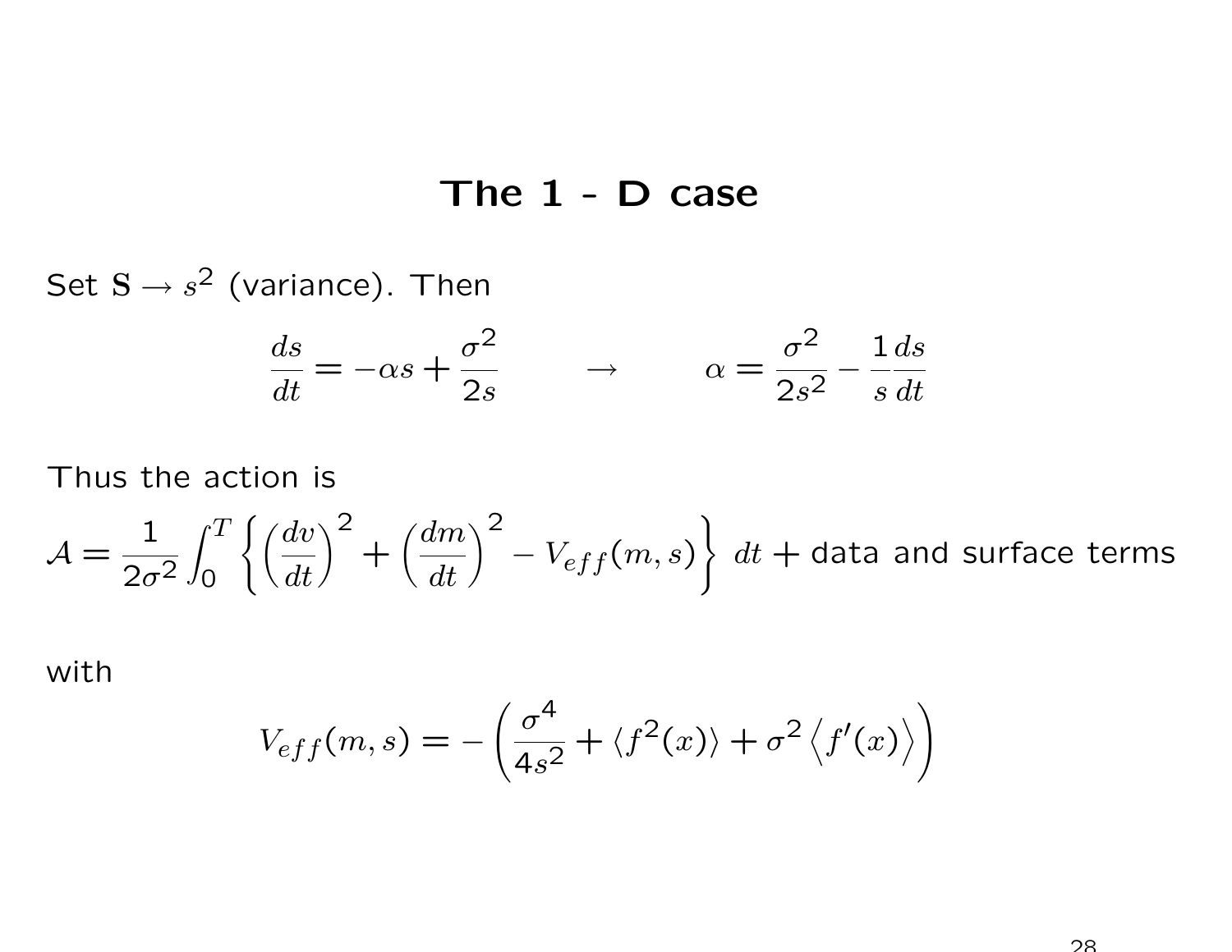# The 1 - D case

Set $\mathbf{S} \to s^2$ (variance). Then

$$\frac{ds}{dt} = -\alpha s + \frac{\sigma^2}{2s} \qquad \to \qquad \alpha = \frac{\sigma^2}{2s^2} - \frac{1}{s}\frac{ds}{dt}$$

Thus the action is

$$\mathcal{A} = \frac{1}{2\sigma^2}\int_0^T \left\{ \left(\frac{dv}{dt}\right)^2 + \left(\frac{dm}{dt}\right)^2 - V_{eff}(m,s) \right\} \, dt + \text{data and surface terms}$$

with

$$V_{eff}(m,s) = -\left( \frac{\sigma^4}{4s^2} + \langle f^2(x) \rangle + \sigma^2 \left\langle f'(x) \right\rangle \right)$$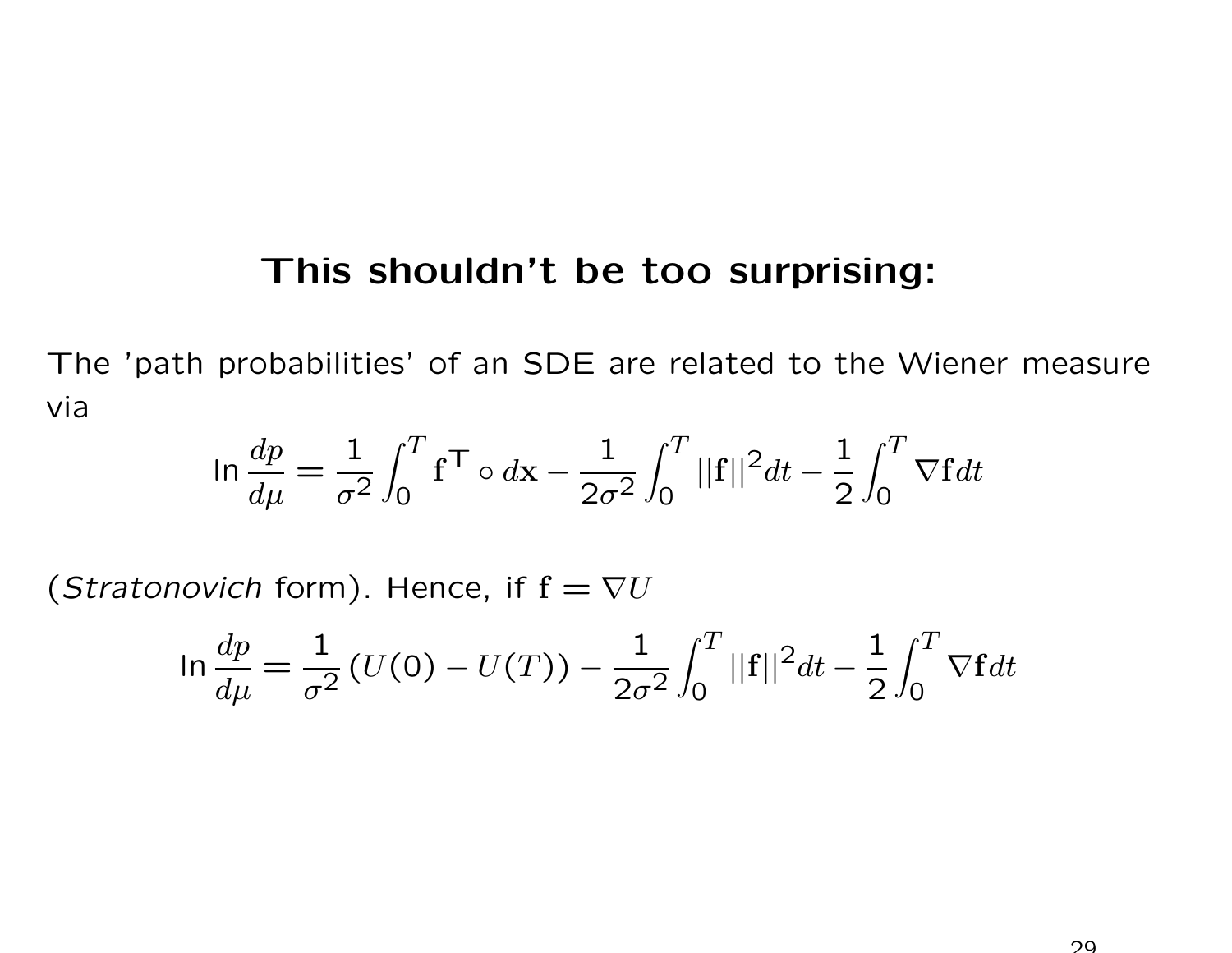# This shouldn't be too surprising:

The 'path probabilities' of an SDE are related to the Wiener measure via

$$\ln \frac{dp}{d\mu} = \frac{1}{\sigma^2} \int_0^T \mathbf{f}^\top \circ d\mathbf{x} - \frac{1}{2\sigma^2} \int_0^T ||\mathbf{f}||^2 dt - \frac{1}{2} \int_0^T \nabla \mathbf{f} dt$$

(*Stratonovich* form). Hence, if $\mathbf{f} = \nabla U$

$$\ln \frac{dp}{d\mu} = \frac{1}{\sigma^2} (U(0) - U(T)) - \frac{1}{2\sigma^2} \int_0^T ||\mathbf{f}||^2 dt - \frac{1}{2} \int_0^T \nabla \mathbf{f} dt$$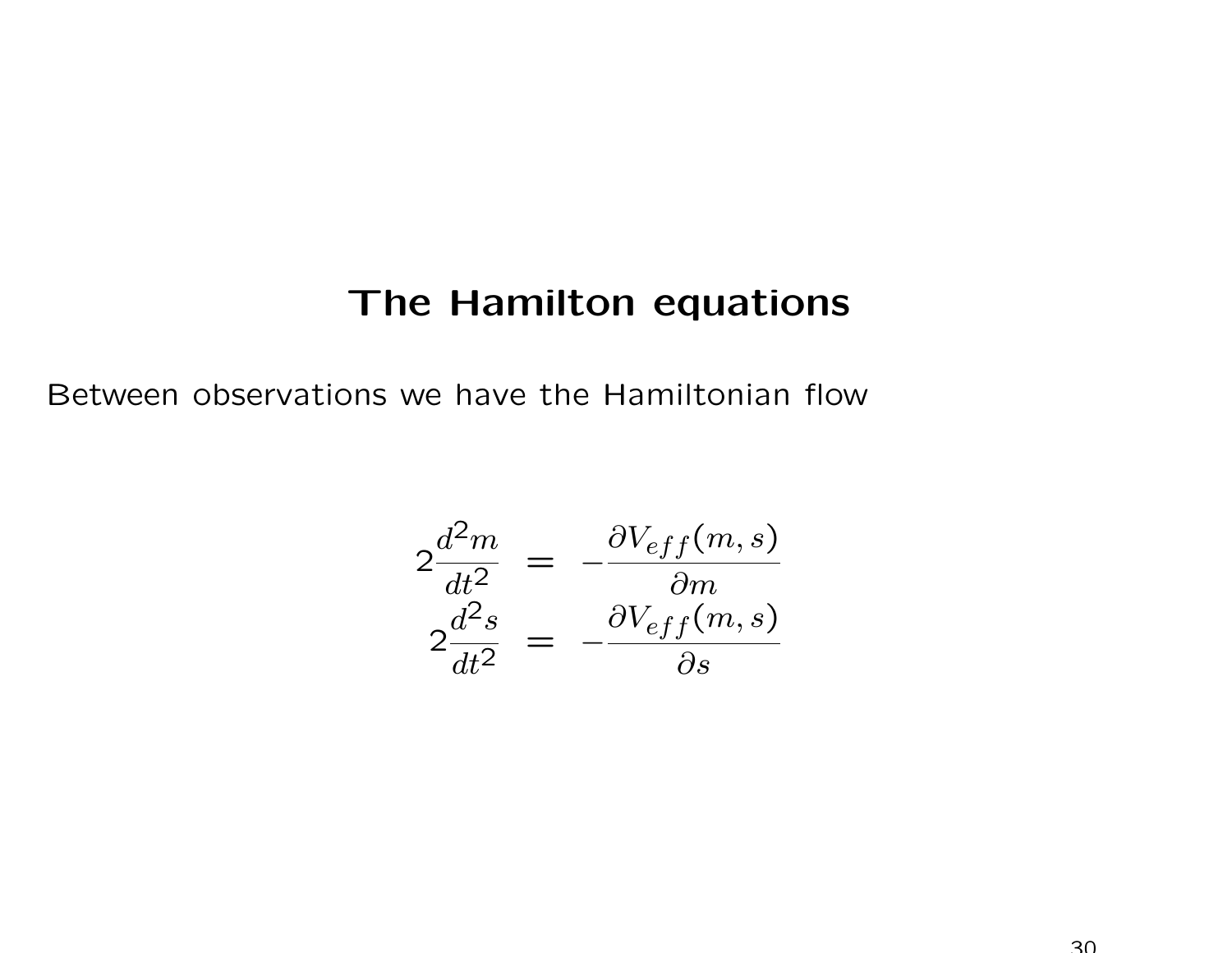## The Hamilton equations

Between observations we have the Hamiltonian flow

$$
\begin{aligned}
2\frac{d^2m}{dt^2} &= -\frac{\partial V_{eff}(m,s)}{\partial m} \\
2\frac{d^2s}{dt^2} &= -\frac{\partial V_{eff}(m,s)}{\partial s}
\end{aligned}
$$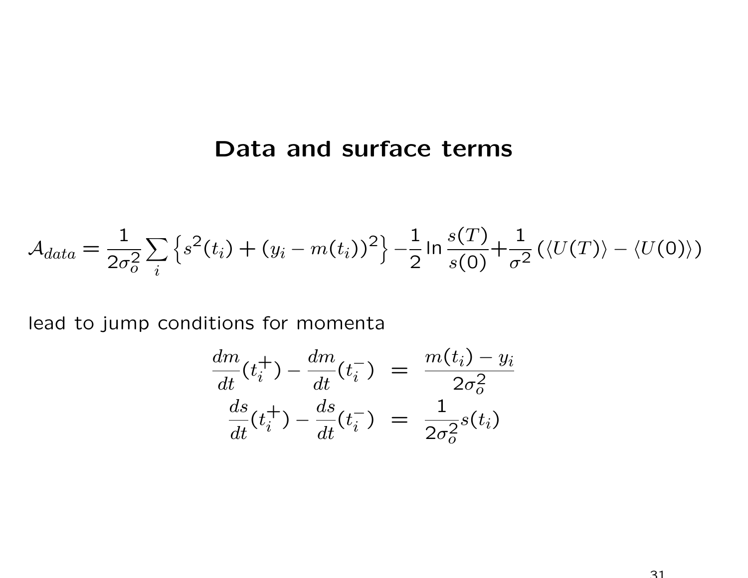# Data and surface terms

$$\mathcal{A}_{data} = \frac{1}{2\sigma_o^2}\sum_i \left\{ s^2(t_i) + (y_i - m(t_i))^2 \right\} - \frac{1}{2}\ln\frac{s(T)}{s(0)} + \frac{1}{\sigma^2}\left(\langle U(T)\rangle - \langle U(0)\rangle\right)$$

lead to jump conditions for momenta

$$\begin{aligned}
\frac{dm}{dt}(t_i^+) - \frac{dm}{dt}(t_i^-) &= \frac{m(t_i) - y_i}{2\sigma_o^2} \\
\frac{ds}{dt}(t_i^+) - \frac{ds}{dt}(t_i^-) &= \frac{1}{2\sigma_o^2}s(t_i)
\end{aligned}$$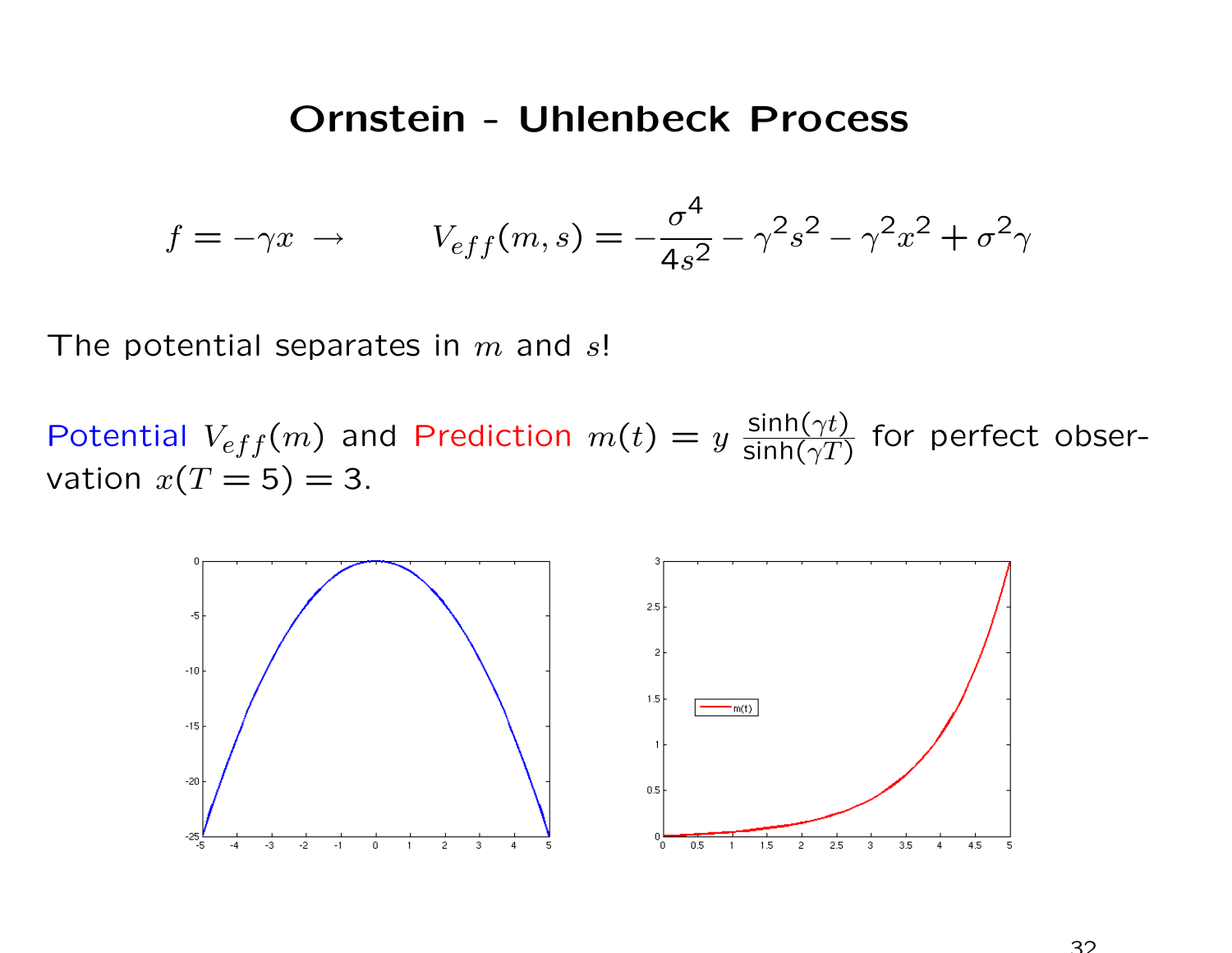# Ornstein - Uhlenbeck Process

$$f = -\gamma x \;\rightarrow \qquad V_{eff}(m,s) = -\frac{\sigma^4}{4s^2} - \gamma^2 s^2 - \gamma^2 x^2 + \sigma^2\gamma$$

The potential separates in $m$ and $s$!

Potential $V_{eff}(m)$ and Prediction $m(t) = y\,\frac{\sinh(\gamma t)}{\sinh(\gamma T)}$ for perfect observation $x(T=5) = 3$.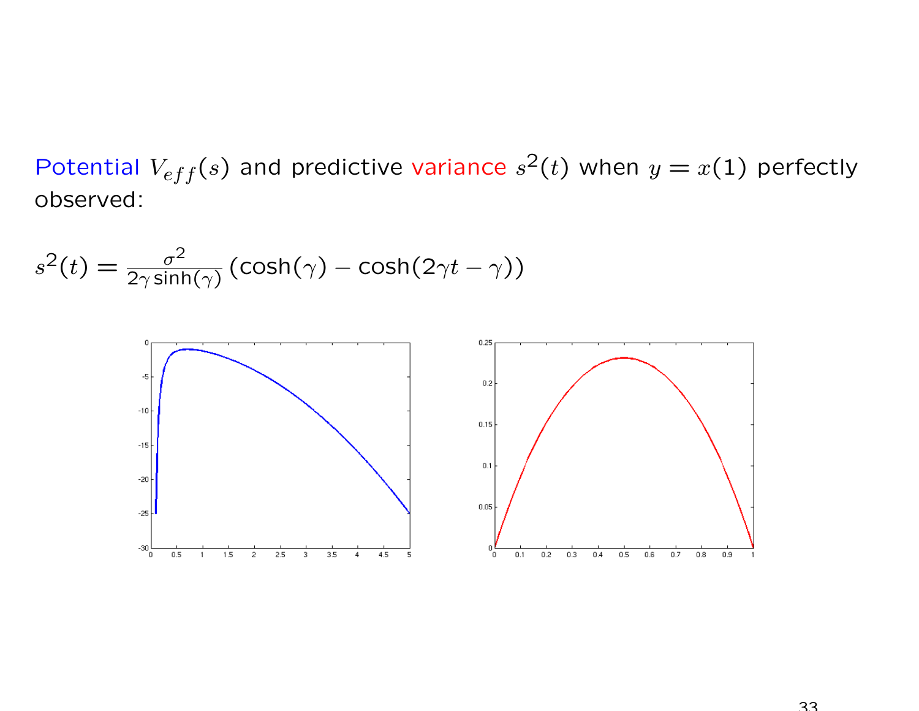Potential $V_{eff}(s)$ and predictive variance $s^2(t)$ when $y = x(1)$ perfectly observed:

$$s^2(t) = \frac{\sigma^2}{2\gamma \sinh(\gamma)} \left(\cosh(\gamma) - \cosh(2\gamma t - \gamma)\right)$$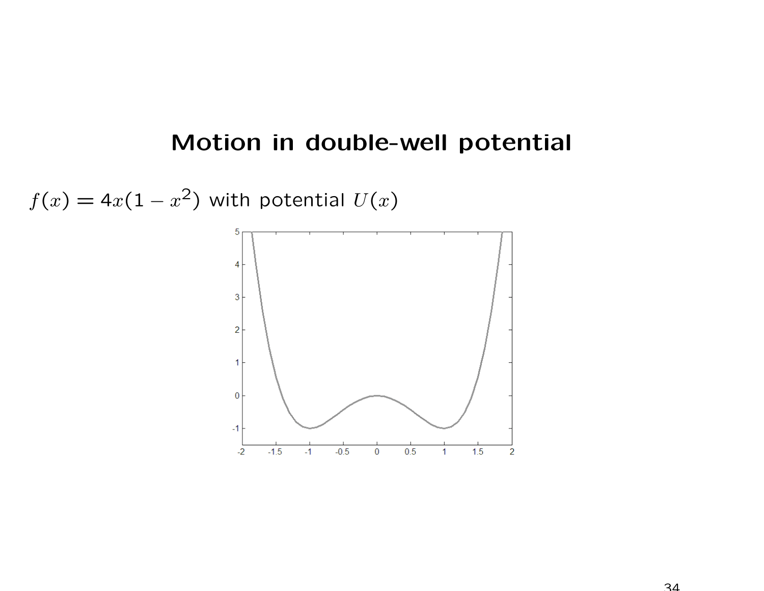# Motion in double-well potential

$f(x) = 4x(1 - x^2)$ with potential $U(x)$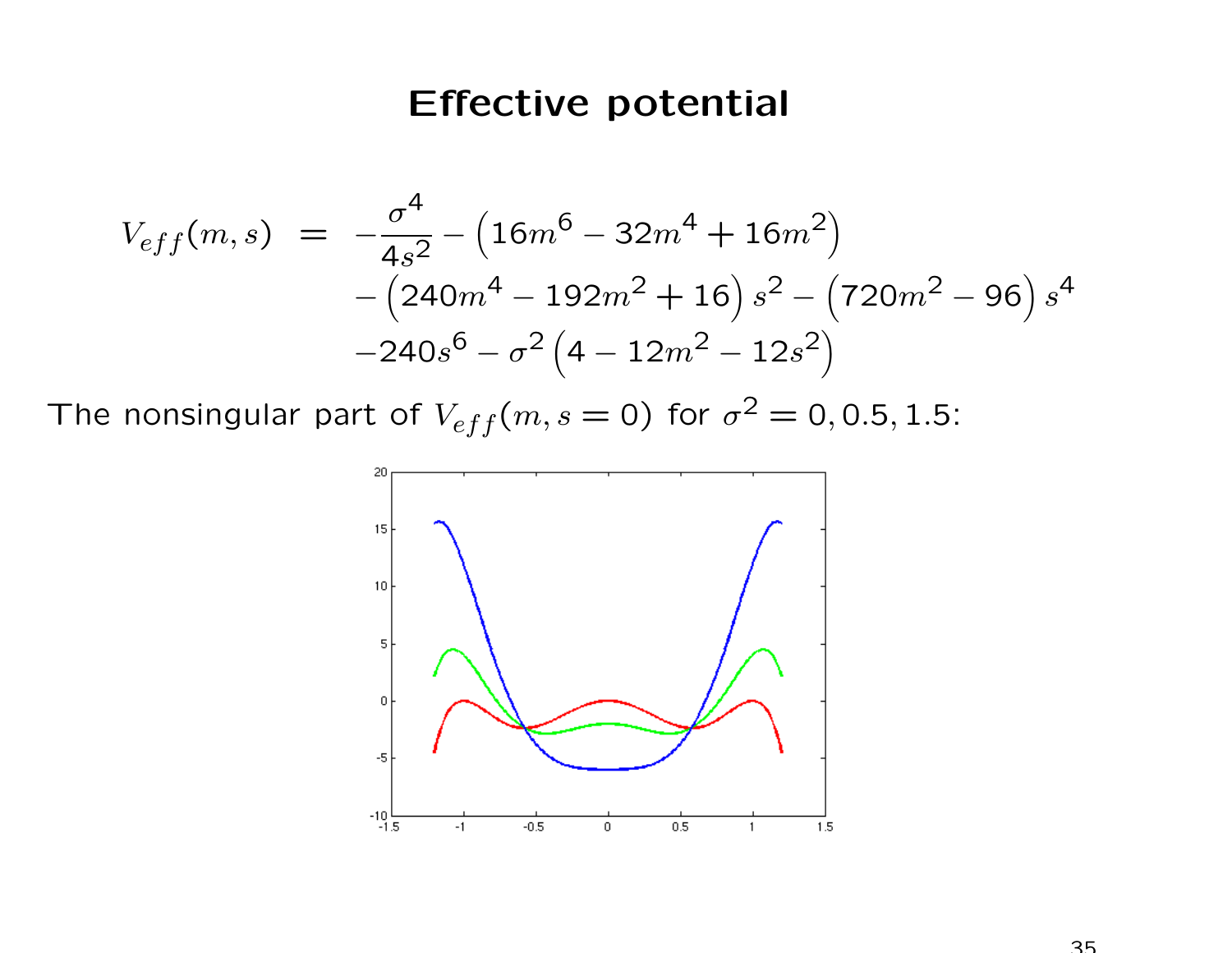# Effective potential

$$
\begin{aligned}
V_{eff}(m,s) \;=\; & -\frac{\sigma^4}{4s^2} - \left(16m^6 - 32m^4 + 16m^2\right) \\
& - \left(240m^4 - 192m^2 + 16\right)s^2 - \left(720m^2 - 96\right)s^4 \\
& - 240s^6 - \sigma^2\left(4 - 12m^2 - 12s^2\right)
\end{aligned}
$$

The nonsingular part of $V_{eff}(m, s = 0)$ for $\sigma^2 = 0, 0.5, 1.5$: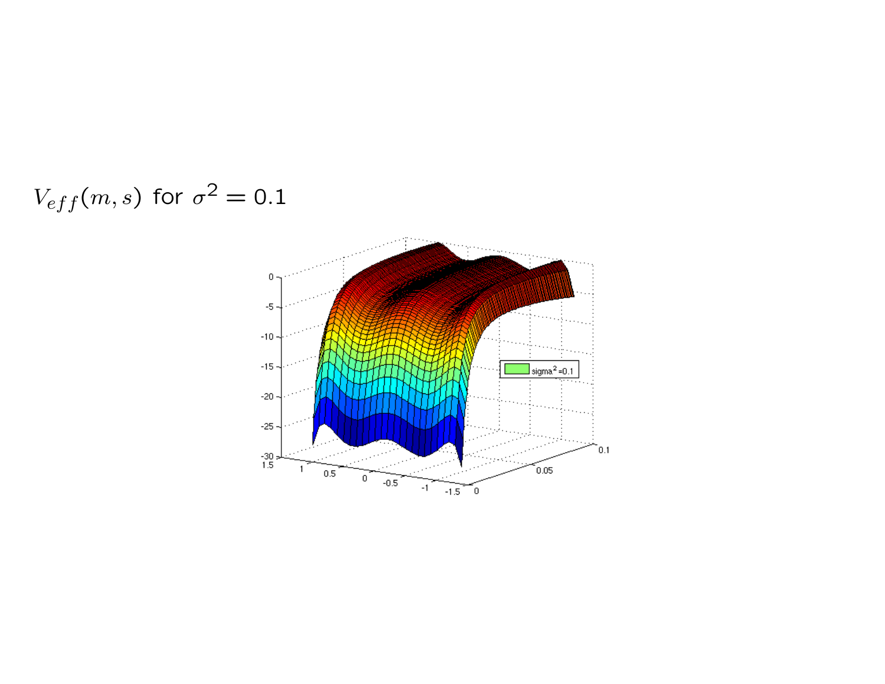$V_{eff}(m, s)$ for $\sigma^2 = 0.1$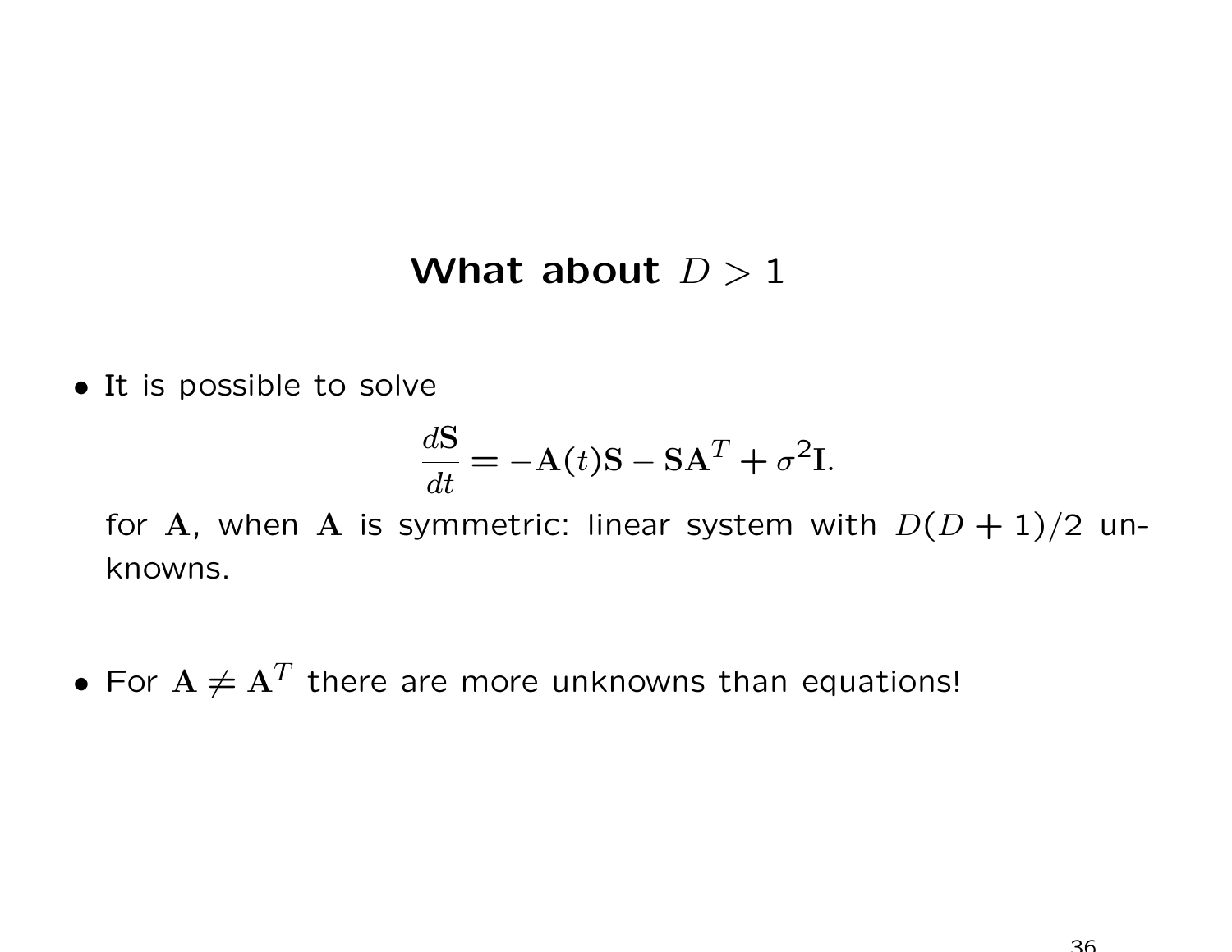# What about $D > 1$

- It is possible to solve

$$\frac{d\mathbf{S}}{dt} = -\mathbf{A}(t)\mathbf{S} - \mathbf{S}\mathbf{A}^T + \sigma^2\mathbf{I}.$$

  for $\mathbf{A}$, when $\mathbf{A}$ is symmetric: linear system with $D(D+1)/2$ unknowns.

- For $\mathbf{A} \neq \mathbf{A}^T$ there are more unknowns than equations!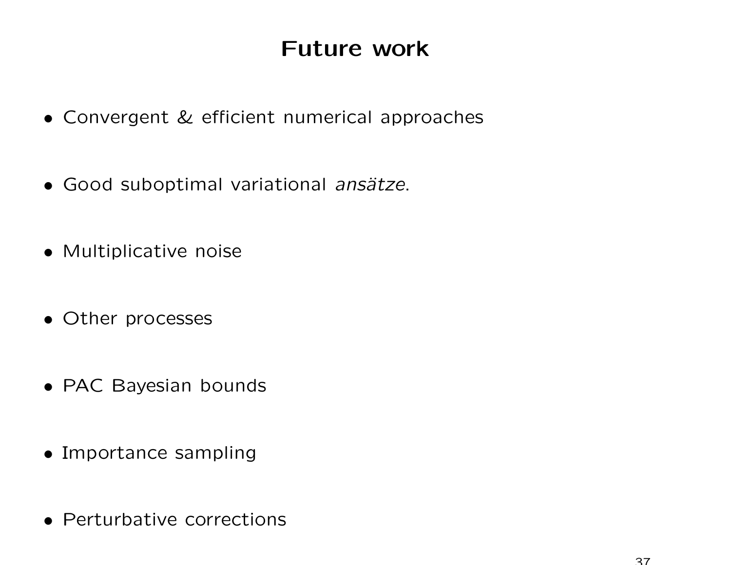# Future work

- Convergent & efficient numerical approaches
- Good suboptimal variational *ansätze*.
- Multiplicative noise
- Other processes
- PAC Bayesian bounds
- Importance sampling
- Perturbative corrections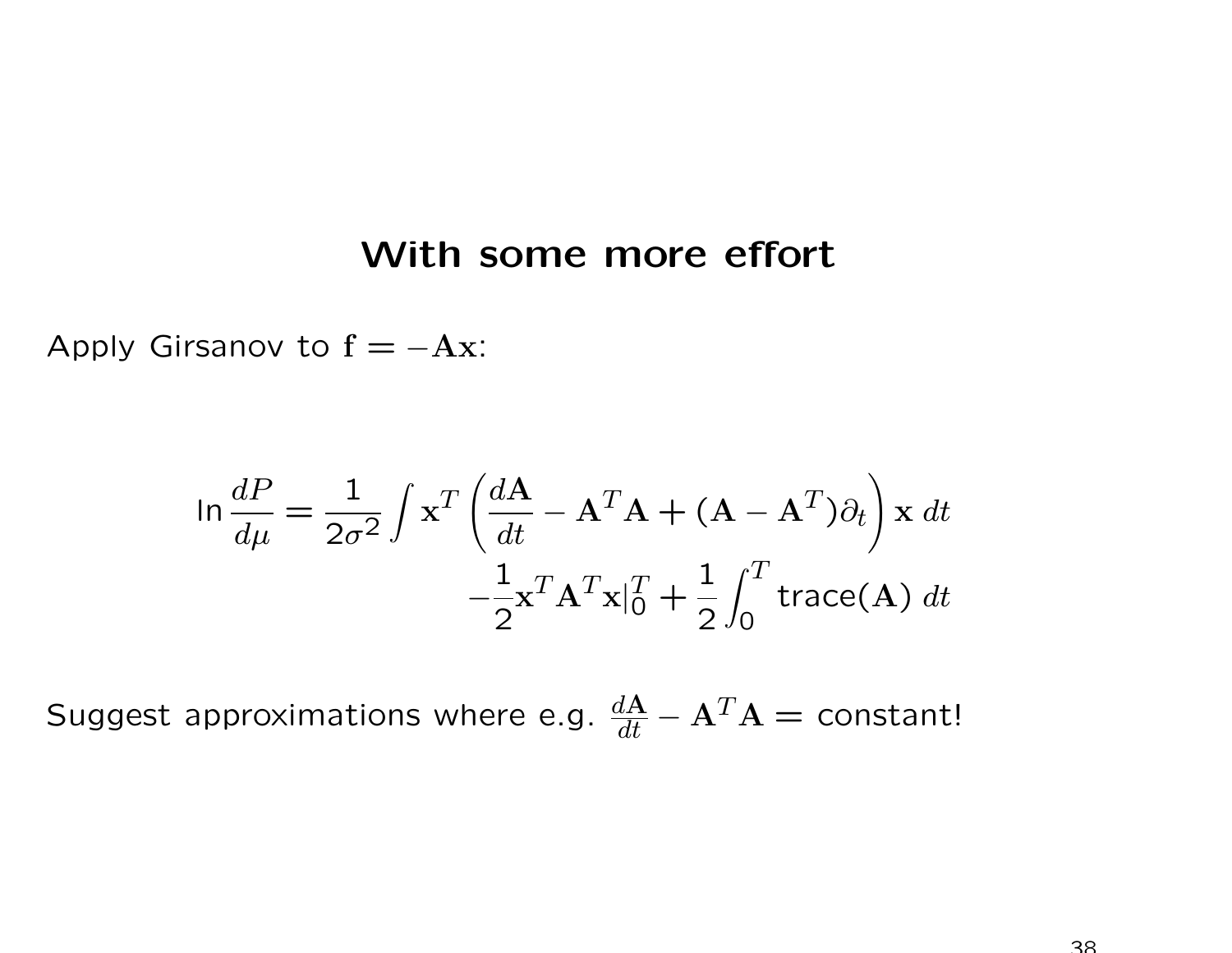# With some more effort

Apply Girsanov to $\mathbf{f} = -\mathbf{A}\mathbf{x}$:

$$
\ln \frac{dP}{d\mu} = \frac{1}{2\sigma^2} \int \mathbf{x}^T \left( \frac{d\mathbf{A}}{dt} - \mathbf{A}^T\mathbf{A} + (\mathbf{A} - \mathbf{A}^T)\partial_t \right) \mathbf{x} \, dt
$$

$$
- \frac{1}{2}\mathbf{x}^T\mathbf{A}^T\mathbf{x}|_0^T + \frac{1}{2}\int_0^T \text{trace}(\mathbf{A}) \, dt
$$

Suggest approximations where e.g. $\frac{d\mathbf{A}}{dt} - \mathbf{A}^T\mathbf{A} =$ constant!